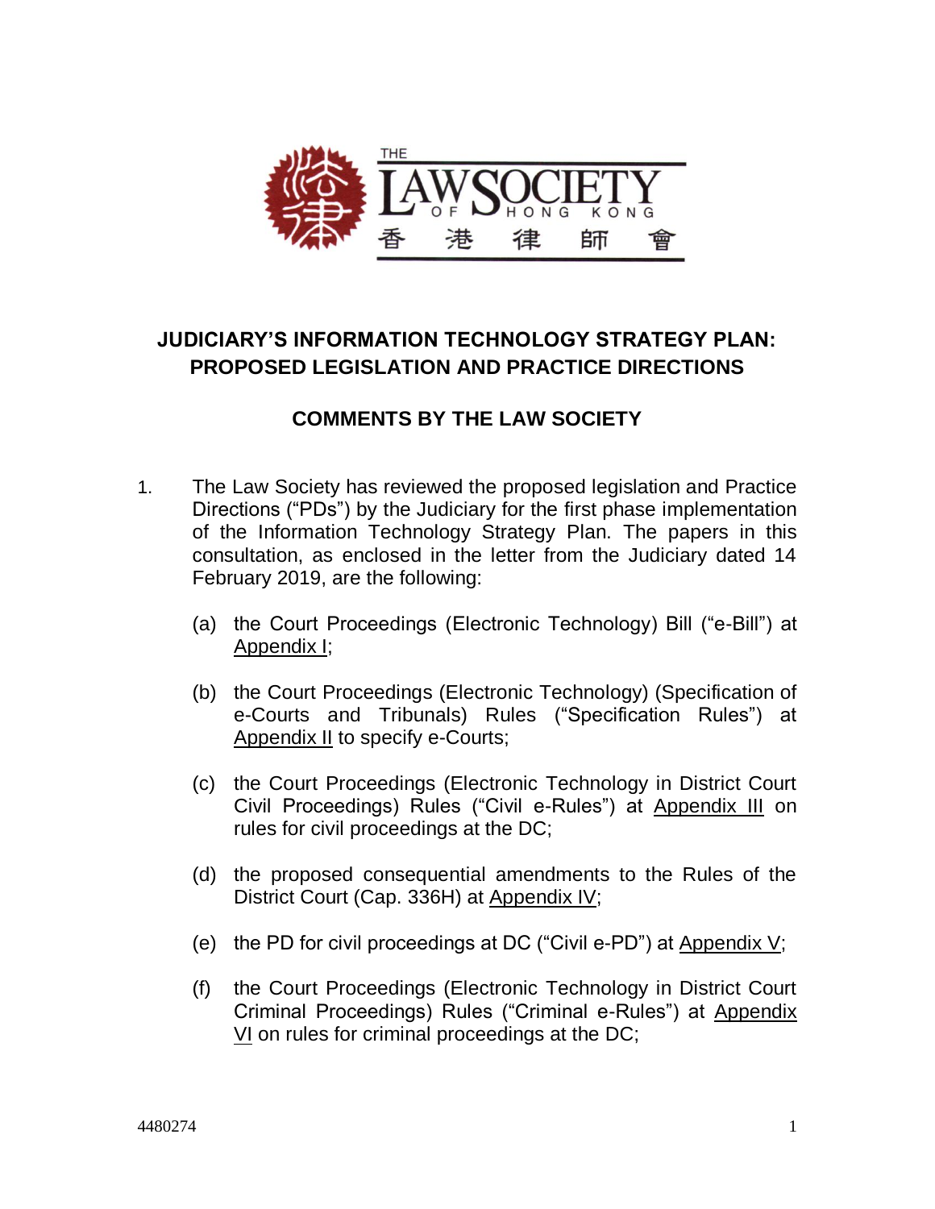# JUDICIARY'S INFORMATION TECHNOLOGY STRATEGY PLAN: PROPOSED LEGISLATION AND PRACTICE DIRECTIONS

## COMMENTS BY THE LAW SOCIETY

1. The Law Society has reviewed the proposed legislation and Practice Directions ("PDs") by the Judiciary for the first phase implementation of the Information Technology Strategy Plan. The papers in this consultation, as enclosed in the letter from the Judiciary dated 14 February 2019, are the following:

   (a) the Court Proceedings (Electronic Technology) Bill ("e-Bill") at Appendix I;

   (b) the Court Proceedings (Electronic Technology) (Specification of e-Courts and Tribunals) Rules ("Specification Rules") at Appendix II to specify e-Courts;

   (c) the Court Proceedings (Electronic Technology in District Court Civil Proceedings) Rules ("Civil e-Rules") at Appendix III on rules for civil proceedings at the DC;

   (d) the proposed consequential amendments to the Rules of the District Court (Cap. 336H) at Appendix IV;

   (e) the PD for civil proceedings at DC ("Civil e-PD") at Appendix V;

   (f) the Court Proceedings (Electronic Technology in District Court Criminal Proceedings) Rules ("Criminal e-Rules") at Appendix VI on rules for criminal proceedings at the DC;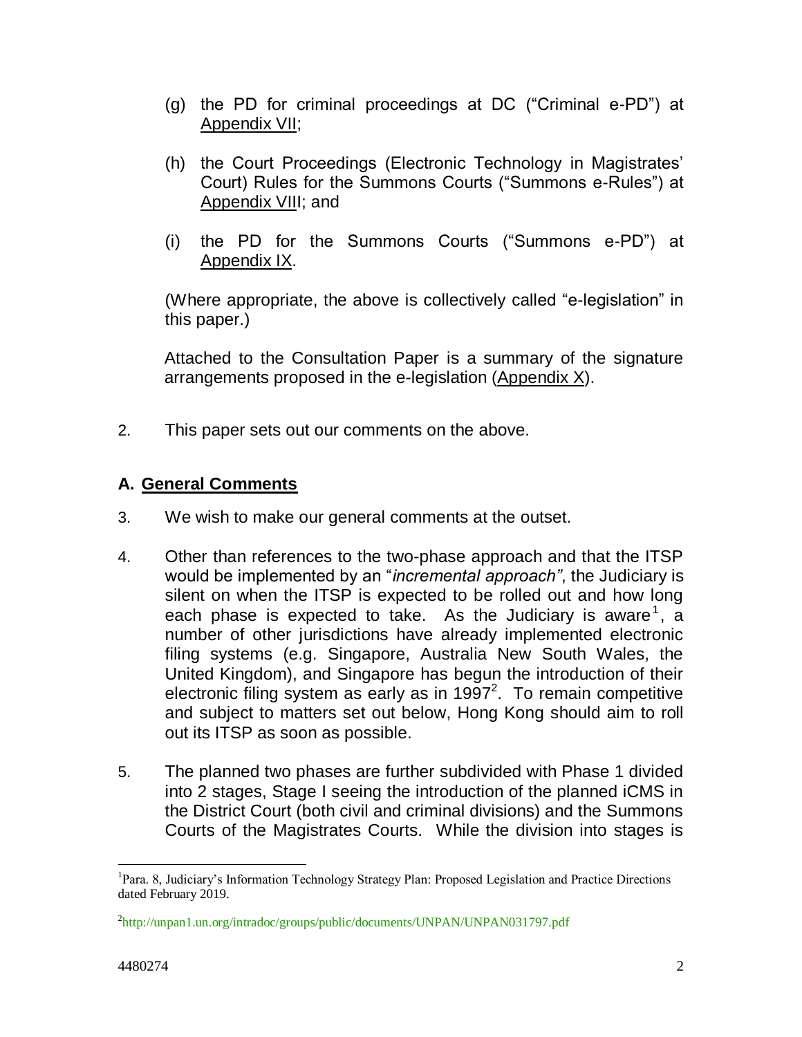(g) the PD for criminal proceedings at DC ("Criminal e-PD") at Appendix VII;

(h) the Court Proceedings (Electronic Technology in Magistrates' Court) Rules for the Summons Courts ("Summons e-Rules") at Appendix VIII; and

(i) the PD for the Summons Courts ("Summons e-PD") at Appendix IX.

(Where appropriate, the above is collectively called "e-legislation" in this paper.)

Attached to the Consultation Paper is a summary of the signature arrangements proposed in the e-legislation (Appendix X).

2. This paper sets out our comments on the above.

## A. General Comments

3. We wish to make our general comments at the outset.

4. Other than references to the two-phase approach and that the ITSP would be implemented by an "*incremental approach"*, the Judiciary is silent on when the ITSP is expected to be rolled out and how long each phase is expected to take. As the Judiciary is aware[1], a number of other jurisdictions have already implemented electronic filing systems (e.g. Singapore, Australia New South Wales, the United Kingdom), and Singapore has begun the introduction of their electronic filing system as early as in 1997[2]. To remain competitive and subject to matters set out below, Hong Kong should aim to roll out its ITSP as soon as possible.

5. The planned two phases are further subdivided with Phase 1 divided into 2 stages, Stage I seeing the introduction of the planned iCMS in the District Court (both civil and criminal divisions) and the Summons Courts of the Magistrates Courts. While the division into stages is

---

[1] Para. 8, Judiciary's Information Technology Strategy Plan: Proposed Legislation and Practice Directions dated February 2019.

[2] http://unpan1.un.org/intradoc/groups/public/documents/UNPAN/UNPAN031797.pdf

4480274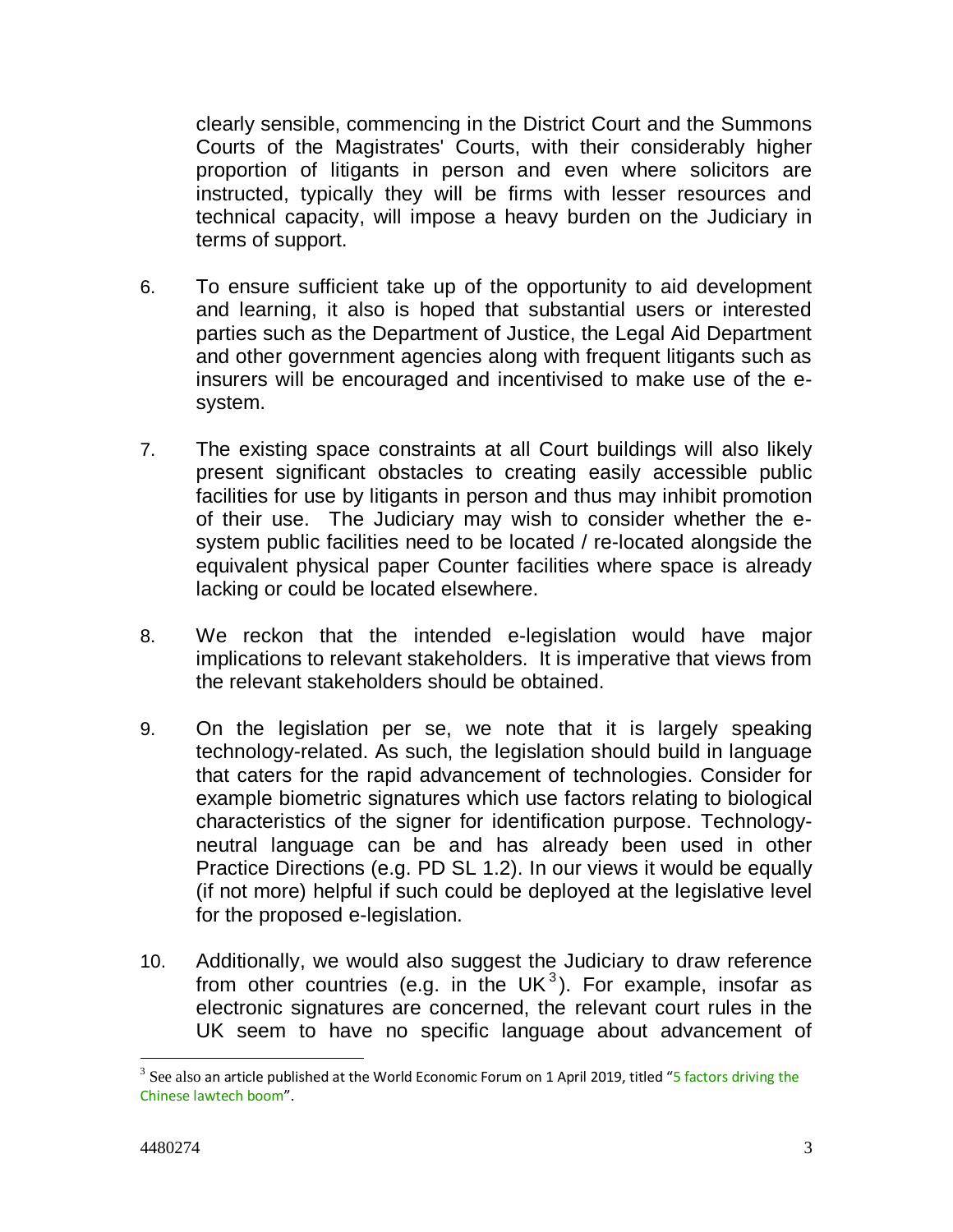clearly sensible, commencing in the District Court and the Summons Courts of the Magistrates' Courts, with their considerably higher proportion of litigants in person and even where solicitors are instructed, typically they will be firms with lesser resources and technical capacity, will impose a heavy burden on the Judiciary in terms of support.

6. To ensure sufficient take up of the opportunity to aid development and learning, it also is hoped that substantial users or interested parties such as the Department of Justice, the Legal Aid Department and other government agencies along with frequent litigants such as insurers will be encouraged and incentivised to make use of the e-system.

7. The existing space constraints at all Court buildings will also likely present significant obstacles to creating easily accessible public facilities for use by litigants in person and thus may inhibit promotion of their use. The Judiciary may wish to consider whether the e-system public facilities need to be located / re-located alongside the equivalent physical paper Counter facilities where space is already lacking or could be located elsewhere.

8. We reckon that the intended e-legislation would have major implications to relevant stakeholders. It is imperative that views from the relevant stakeholders should be obtained.

9. On the legislation per se, we note that it is largely speaking technology-related. As such, the legislation should build in language that caters for the rapid advancement of technologies. Consider for example biometric signatures which use factors relating to biological characteristics of the signer for identification purpose. Technology-neutral language can be and has already been used in other Practice Directions (e.g. PD SL 1.2). In our views it would be equally (if not more) helpful if such could be deployed at the legislative level for the proposed e-legislation.

10. Additionally, we would also suggest the Judiciary to draw reference from other countries (e.g. in the UK[3]). For example, insofar as electronic signatures are concerned, the relevant court rules in the UK seem to have no specific language about advancement of

---

[3] See also an article published at the World Economic Forum on 1 April 2019, titled "5 factors driving the Chinese lawtech boom".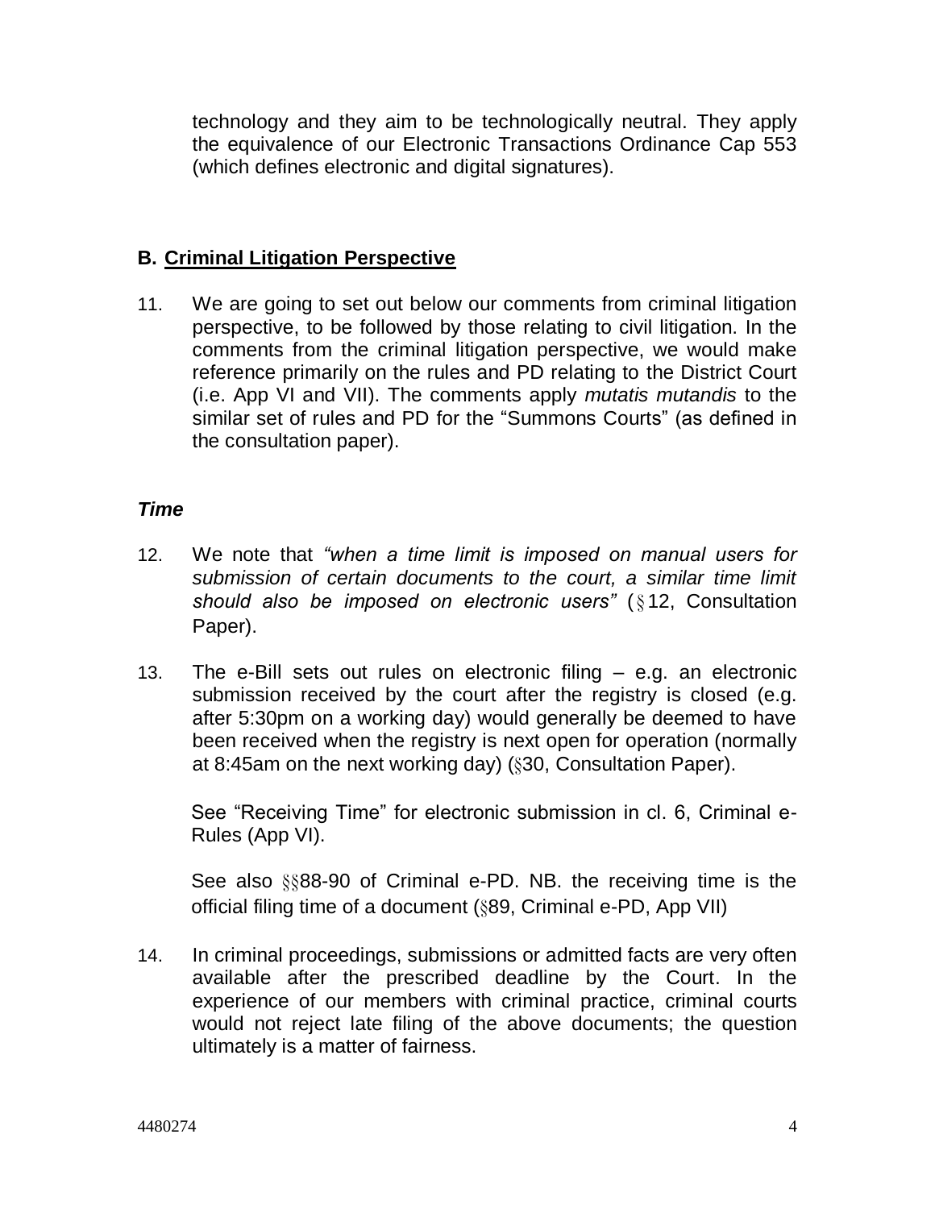technology and they aim to be technologically neutral. They apply the equivalence of our Electronic Transactions Ordinance Cap 553 (which defines electronic and digital signatures).

## B. <u>Criminal Litigation Perspective</u>

11. We are going to set out below our comments from criminal litigation perspective, to be followed by those relating to civil litigation. In the comments from the criminal litigation perspective, we would make reference primarily on the rules and PD relating to the District Court (i.e. App VI and VII). The comments apply *mutatis mutandis* to the similar set of rules and PD for the "Summons Courts" (as defined in the consultation paper).

### *Time*

12. We note that *"when a time limit is imposed on manual users for submission of certain documents to the court, a similar time limit should also be imposed on electronic users"* (§12, Consultation Paper).

13. The e-Bill sets out rules on electronic filing – e.g. an electronic submission received by the court after the registry is closed (e.g. after 5:30pm on a working day) would generally be deemed to have been received when the registry is next open for operation (normally at 8:45am on the next working day) (§30, Consultation Paper).

    See "Receiving Time" for electronic submission in cl. 6, Criminal e-Rules (App VI).

    See also §§88-90 of Criminal e-PD. NB. the receiving time is the official filing time of a document (§89, Criminal e-PD, App VII)

14. In criminal proceedings, submissions or admitted facts are very often available after the prescribed deadline by the Court. In the experience of our members with criminal practice, criminal courts would not reject late filing of the above documents; the question ultimately is a matter of fairness.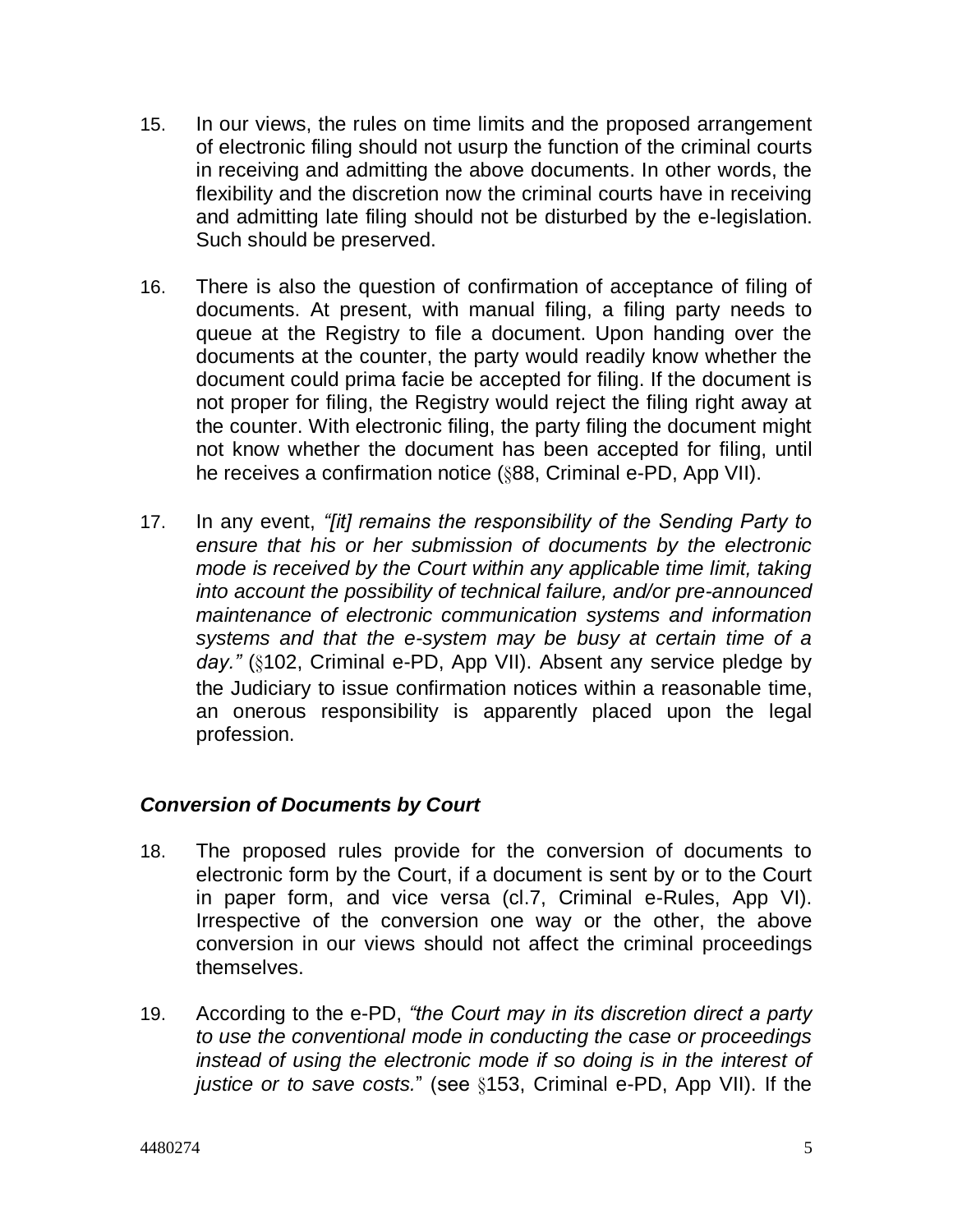15. In our views, the rules on time limits and the proposed arrangement of electronic filing should not usurp the function of the criminal courts in receiving and admitting the above documents. In other words, the flexibility and the discretion now the criminal courts have in receiving and admitting late filing should not be disturbed by the e-legislation. Such should be preserved.

16. There is also the question of confirmation of acceptance of filing of documents. At present, with manual filing, a filing party needs to queue at the Registry to file a document. Upon handing over the documents at the counter, the party would readily know whether the document could prima facie be accepted for filing. If the document is not proper for filing, the Registry would reject the filing right away at the counter. With electronic filing, the party filing the document might not know whether the document has been accepted for filing, until he receives a confirmation notice (§88, Criminal e-PD, App VII).

17. In any event, *"[it] remains the responsibility of the Sending Party to ensure that his or her submission of documents by the electronic mode is received by the Court within any applicable time limit, taking into account the possibility of technical failure, and/or pre-announced maintenance of electronic communication systems and information systems and that the e-system may be busy at certain time of a day."* (§102, Criminal e-PD, App VII). Absent any service pledge by the Judiciary to issue confirmation notices within a reasonable time, an onerous responsibility is apparently placed upon the legal profession.

### *Conversion of Documents by Court*

18. The proposed rules provide for the conversion of documents to electronic form by the Court, if a document is sent by or to the Court in paper form, and vice versa (cl.7, Criminal e-Rules, App VI). Irrespective of the conversion one way or the other, the above conversion in our views should not affect the criminal proceedings themselves.

19. According to the e-PD, *"the Court may in its discretion direct a party to use the conventional mode in conducting the case or proceedings instead of using the electronic mode if so doing is in the interest of justice or to save costs."* (see §153, Criminal e-PD, App VII). If the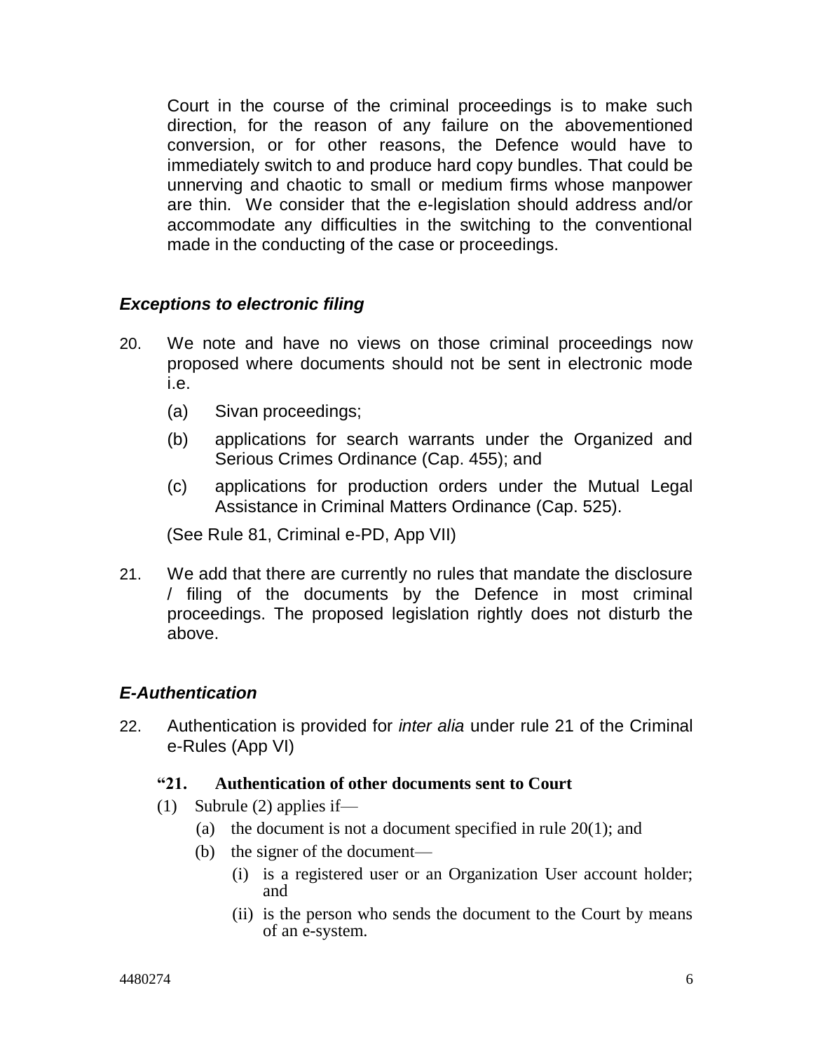Court in the course of the criminal proceedings is to make such direction, for the reason of any failure on the abovementioned conversion, or for other reasons, the Defence would have to immediately switch to and produce hard copy bundles. That could be unnerving and chaotic to small or medium firms whose manpower are thin. We consider that the e-legislation should address and/or accommodate any difficulties in the switching to the conventional made in the conducting of the case or proceedings.

### *Exceptions to electronic filing*

20. We note and have no views on those criminal proceedings now proposed where documents should not be sent in electronic mode i.e.

    (a) Sivan proceedings;

    (b) applications for search warrants under the Organized and Serious Crimes Ordinance (Cap. 455); and

    (c) applications for production orders under the Mutual Legal Assistance in Criminal Matters Ordinance (Cap. 525).

    (See Rule 81, Criminal e-PD, App VII)

21. We add that there are currently no rules that mandate the disclosure / filing of the documents by the Defence in most criminal proceedings. The proposed legislation rightly does not disturb the above.

### *E-Authentication*

22. Authentication is provided for *inter alia* under rule 21 of the Criminal e-Rules (App VI)

    **"21. Authentication of other documents sent to Court**

    (1) Subrule (2) applies if—

    (a) the document is not a document specified in rule 20(1); and

    (b) the signer of the document—

    (i) is a registered user or an Organization User account holder; and

    (ii) is the person who sends the document to the Court by means of an e-system.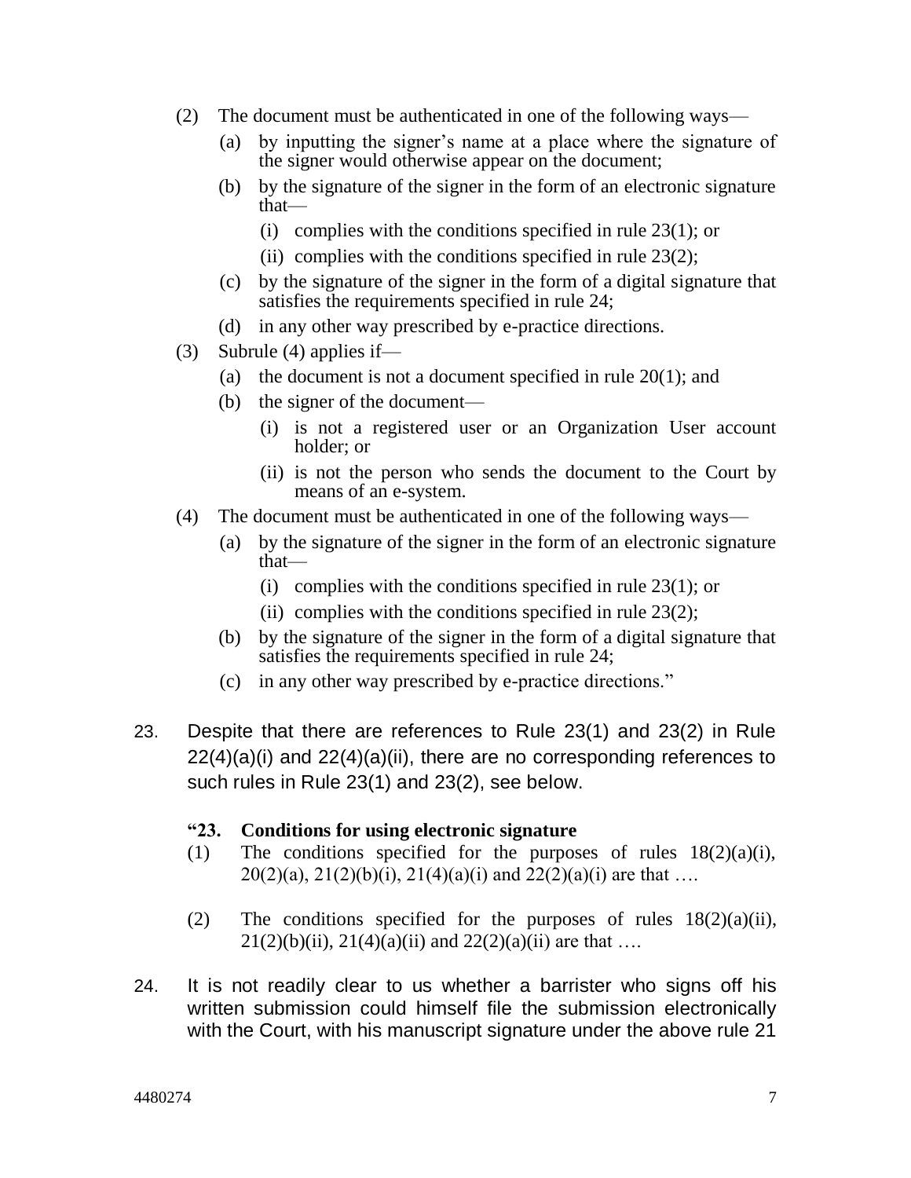(2) The document must be authenticated in one of the following ways—

  (a) by inputting the signer's name at a place where the signature of the signer would otherwise appear on the document;

  (b) by the signature of the signer in the form of an electronic signature that—

    (i) complies with the conditions specified in rule 23(1); or

    (ii) complies with the conditions specified in rule 23(2);

  (c) by the signature of the signer in the form of a digital signature that satisfies the requirements specified in rule 24;

  (d) in any other way prescribed by e-practice directions.

(3) Subrule (4) applies if—

  (a) the document is not a document specified in rule 20(1); and

  (b) the signer of the document—

    (i) is not a registered user or an Organization User account holder; or

    (ii) is not the person who sends the document to the Court by means of an e-system.

(4) The document must be authenticated in one of the following ways—

  (a) by the signature of the signer in the form of an electronic signature that—

    (i) complies with the conditions specified in rule 23(1); or

    (ii) complies with the conditions specified in rule 23(2);

  (b) by the signature of the signer in the form of a digital signature that satisfies the requirements specified in rule 24;

  (c) in any other way prescribed by e-practice directions."

23. Despite that there are references to Rule 23(1) and 23(2) in Rule 22(4)(a)(i) and 22(4)(a)(ii), there are no corresponding references to such rules in Rule 23(1) and 23(2), see below.

**"23. Conditions for using electronic signature**

(1) The conditions specified for the purposes of rules 18(2)(a)(i), 20(2)(a), 21(2)(b)(i), 21(4)(a)(i) and 22(2)(a)(i) are that ….

(2) The conditions specified for the purposes of rules 18(2)(a)(ii), 21(2)(b)(ii), 21(4)(a)(ii) and 22(2)(a)(ii) are that ….

24. It is not readily clear to us whether a barrister who signs off his written submission could himself file the submission electronically with the Court, with his manuscript signature under the above rule 21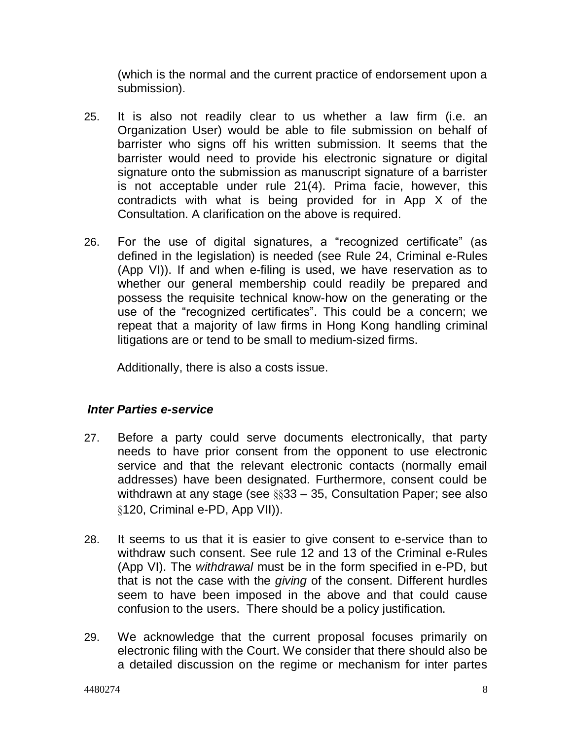(which is the normal and the current practice of endorsement upon a submission).

25. It is also not readily clear to us whether a law firm (i.e. an Organization User) would be able to file submission on behalf of barrister who signs off his written submission. It seems that the barrister would need to provide his electronic signature or digital signature onto the submission as manuscript signature of a barrister is not acceptable under rule 21(4). Prima facie, however, this contradicts with what is being provided for in App X of the Consultation. A clarification on the above is required.

26. For the use of digital signatures, a "recognized certificate" (as defined in the legislation) is needed (see Rule 24, Criminal e-Rules (App VI)). If and when e-filing is used, we have reservation as to whether our general membership could readily be prepared and possess the requisite technical know-how on the generating or the use of the "recognized certificates". This could be a concern; we repeat that a majority of law firms in Hong Kong handling criminal litigations are or tend to be small to medium-sized firms.

    Additionally, there is also a costs issue.

### *Inter Parties e-service*

27. Before a party could serve documents electronically, that party needs to have prior consent from the opponent to use electronic service and that the relevant electronic contacts (normally email addresses) have been designated. Furthermore, consent could be withdrawn at any stage (see §§33 – 35, Consultation Paper; see also §120, Criminal e-PD, App VII)).

28. It seems to us that it is easier to give consent to e-service than to withdraw such consent. See rule 12 and 13 of the Criminal e-Rules (App VI). The *withdrawal* must be in the form specified in e-PD, but that is not the case with the *giving* of the consent. Different hurdles seem to have been imposed in the above and that could cause confusion to the users. There should be a policy justification.

29. We acknowledge that the current proposal focuses primarily on electronic filing with the Court. We consider that there should also be a detailed discussion on the regime or mechanism for inter partes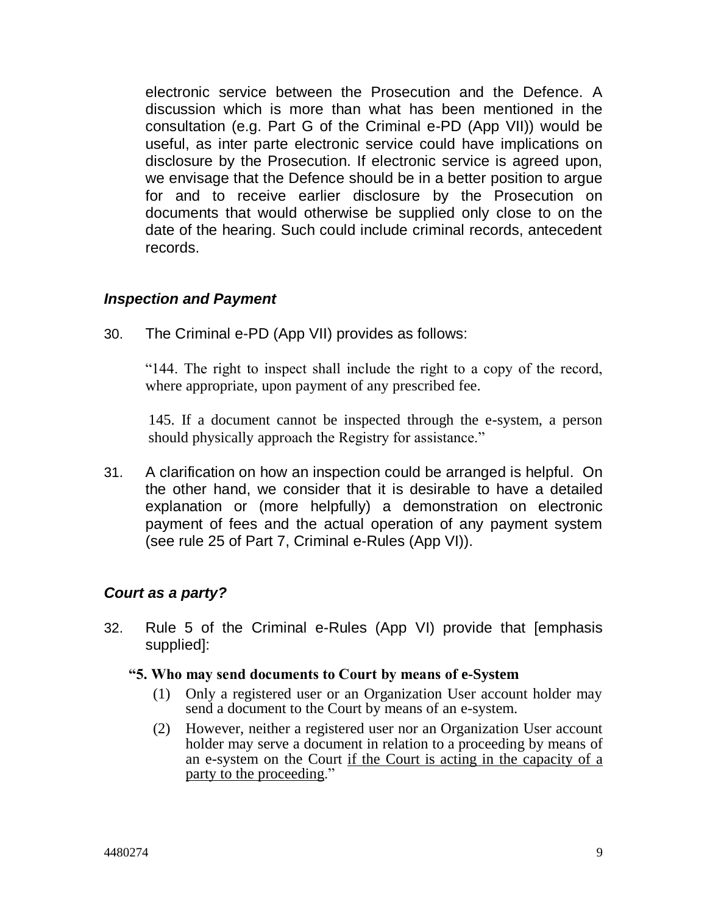electronic service between the Prosecution and the Defence. A discussion which is more than what has been mentioned in the consultation (e.g. Part G of the Criminal e-PD (App VII)) would be useful, as inter parte electronic service could have implications on disclosure by the Prosecution. If electronic service is agreed upon, we envisage that the Defence should be in a better position to argue for and to receive earlier disclosure by the Prosecution on documents that would otherwise be supplied only close to on the date of the hearing. Such could include criminal records, antecedent records.

### *Inspection and Payment*

30. The Criminal e-PD (App VII) provides as follows:

> "144. The right to inspect shall include the right to a copy of the record, where appropriate, upon payment of any prescribed fee.
>
> 145. If a document cannot be inspected through the e-system, a person should physically approach the Registry for assistance."

31. A clarification on how an inspection could be arranged is helpful. On the other hand, we consider that it is desirable to have a detailed explanation or (more helpfully) a demonstration on electronic payment of fees and the actual operation of any payment system (see rule 25 of Part 7, Criminal e-Rules (App VI)).

### *Court as a party?*

32. Rule 5 of the Criminal e-Rules (App VI) provide that [emphasis supplied]:

> **"5. Who may send documents to Court by means of e-System**
>
> (1) Only a registered user or an Organization User account holder may send a document to the Court by means of an e-system.
>
> (2) However, neither a registered user nor an Organization User account holder may serve a document in relation to a proceeding by means of an e-system on the Court <u>if the Court is acting in the capacity of a party to the proceeding</u>."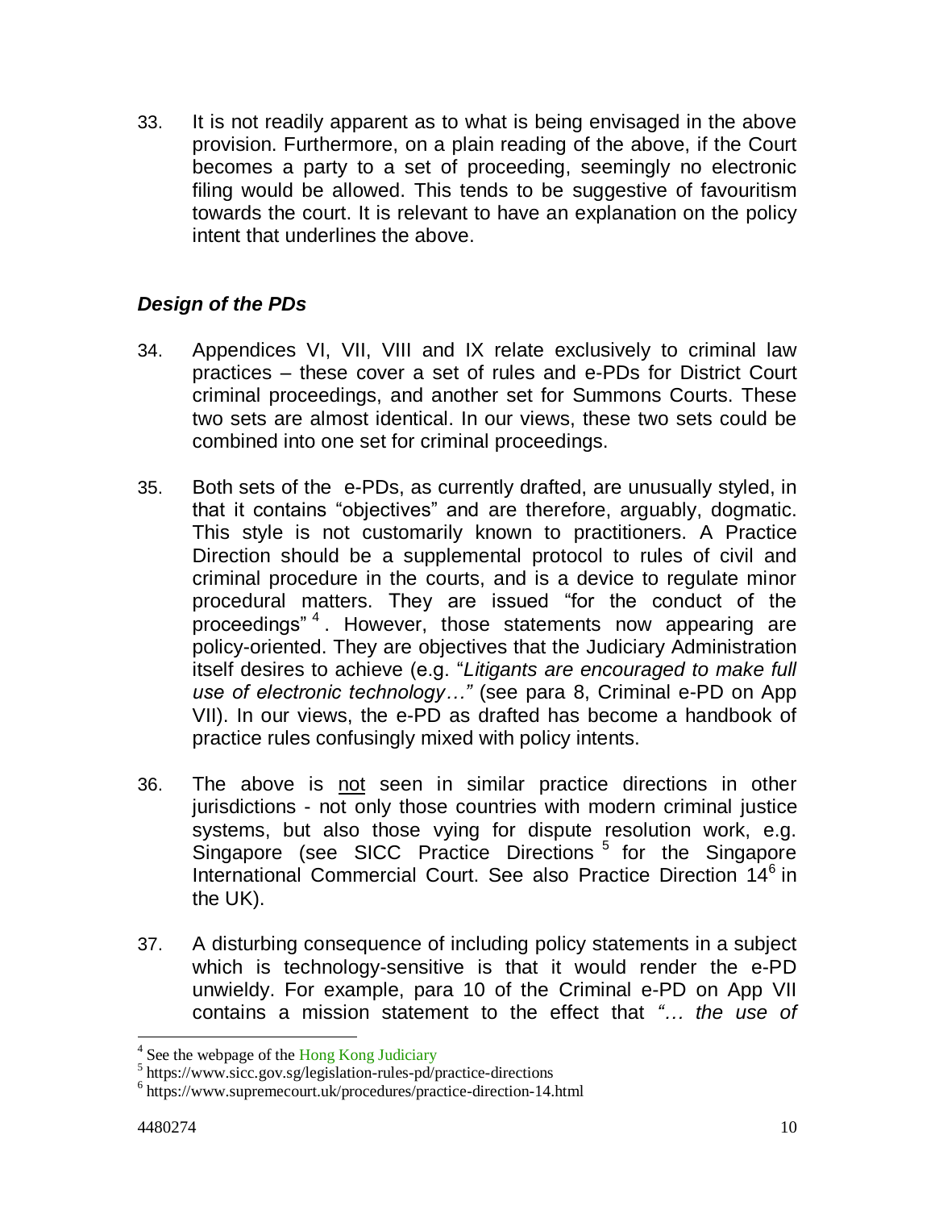33. It is not readily apparent as to what is being envisaged in the above provision. Furthermore, on a plain reading of the above, if the Court becomes a party to a set of proceeding, seemingly no electronic filing would be allowed. This tends to be suggestive of favouritism towards the court. It is relevant to have an explanation on the policy intent that underlines the above.

### *Design of the PDs*

34. Appendices VI, VII, VIII and IX relate exclusively to criminal law practices – these cover a set of rules and e-PDs for District Court criminal proceedings, and another set for Summons Courts. These two sets are almost identical. In our views, these two sets could be combined into one set for criminal proceedings.

35. Both sets of the e-PDs, as currently drafted, are unusually styled, in that it contains "objectives" and are therefore, arguably, dogmatic. This style is not customarily known to practitioners. A Practice Direction should be a supplemental protocol to rules of civil and criminal procedure in the courts, and is a device to regulate minor procedural matters. They are issued "for the conduct of the proceedings"[4]. However, those statements now appearing are policy-oriented. They are objectives that the Judiciary Administration itself desires to achieve (e.g. "*Litigants are encouraged to make full use of electronic technology…"* (see para 8, Criminal e-PD on App VII). In our views, the e-PD as drafted has become a handbook of practice rules confusingly mixed with policy intents.

36. The above is <u>not</u> seen in similar practice directions in other jurisdictions - not only those countries with modern criminal justice systems, but also those vying for dispute resolution work, e.g. Singapore (see SICC Practice Directions[5] for the Singapore International Commercial Court. See also Practice Direction 14[6] in the UK).

37. A disturbing consequence of including policy statements in a subject which is technology-sensitive is that it would render the e-PD unwieldy. For example, para 10 of the Criminal e-PD on App VII contains a mission statement to the effect that *"… the use of*

---

[4] See the webpage of the Hong Kong Judiciary

[5] https://www.sicc.gov.sg/legislation-rules-pd/practice-directions

[6] https://www.supremecourt.uk/procedures/practice-direction-14.html

4480274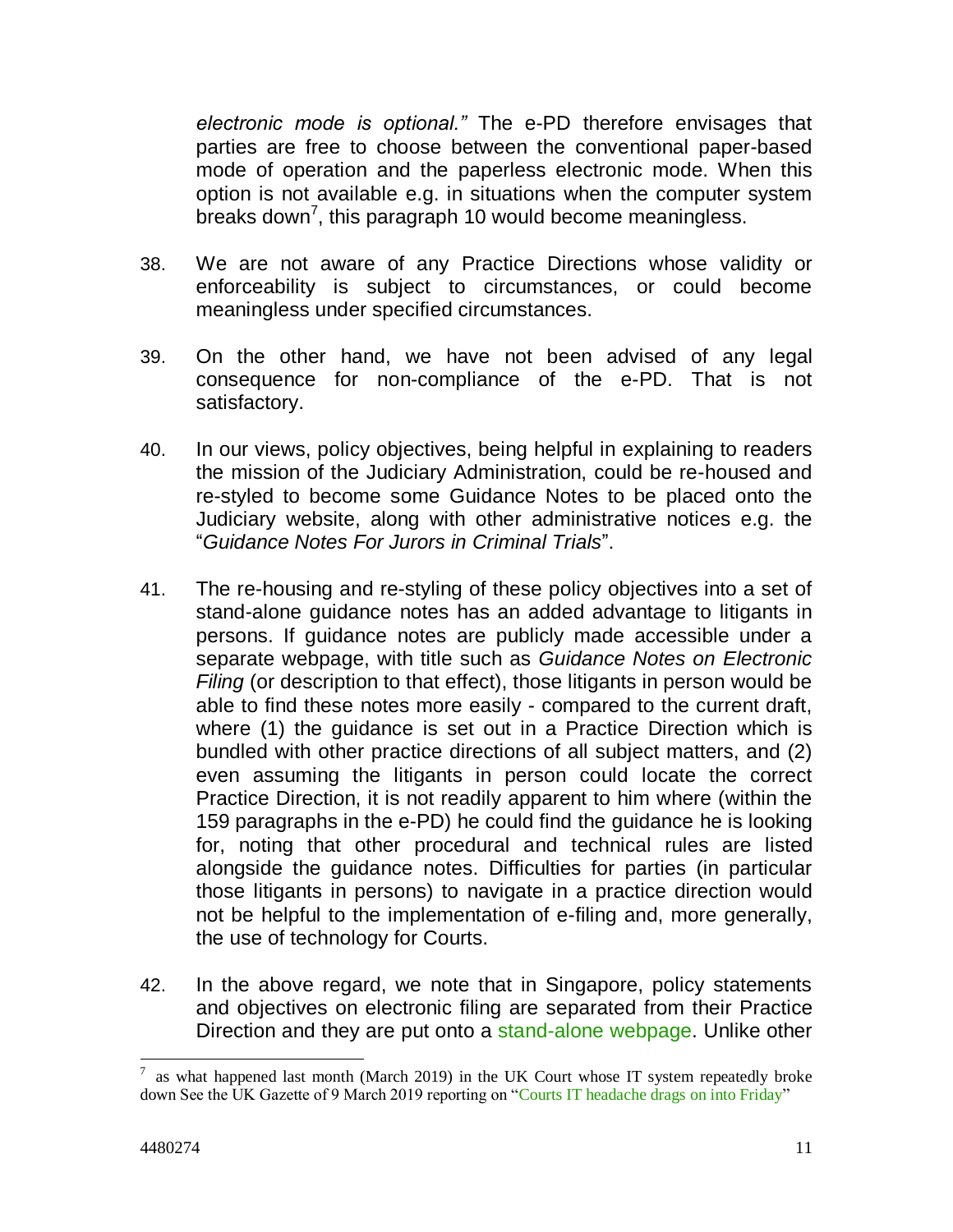*electronic mode is optional."* The e-PD therefore envisages that parties are free to choose between the conventional paper-based mode of operation and the paperless electronic mode. When this option is not available e.g. in situations when the computer system breaks down[7], this paragraph 10 would become meaningless.

38. We are not aware of any Practice Directions whose validity or enforceability is subject to circumstances, or could become meaningless under specified circumstances.

39. On the other hand, we have not been advised of any legal consequence for non-compliance of the e-PD. That is not satisfactory.

40. In our views, policy objectives, being helpful in explaining to readers the mission of the Judiciary Administration, could be re-housed and re-styled to become some Guidance Notes to be placed onto the Judiciary website, along with other administrative notices e.g. the "*Guidance Notes For Jurors in Criminal Trials*".

41. The re-housing and re-styling of these policy objectives into a set of stand-alone guidance notes has an added advantage to litigants in persons. If guidance notes are publicly made accessible under a separate webpage, with title such as *Guidance Notes on Electronic Filing* (or description to that effect), those litigants in person would be able to find these notes more easily - compared to the current draft, where (1) the guidance is set out in a Practice Direction which is bundled with other practice directions of all subject matters, and (2) even assuming the litigants in person could locate the correct Practice Direction, it is not readily apparent to him where (within the 159 paragraphs in the e-PD) he could find the guidance he is looking for, noting that other procedural and technical rules are listed alongside the guidance notes. Difficulties for parties (in particular those litigants in persons) to navigate in a practice direction would not be helpful to the implementation of e-filing and, more generally, the use of technology for Courts.

42. In the above regard, we note that in Singapore, policy statements and objectives on electronic filing are separated from their Practice Direction and they are put onto a stand-alone webpage. Unlike other

---

[7] as what happened last month (March 2019) in the UK Court whose IT system repeatedly broke down See the UK Gazette of 9 March 2019 reporting on "Courts IT headache drags on into Friday"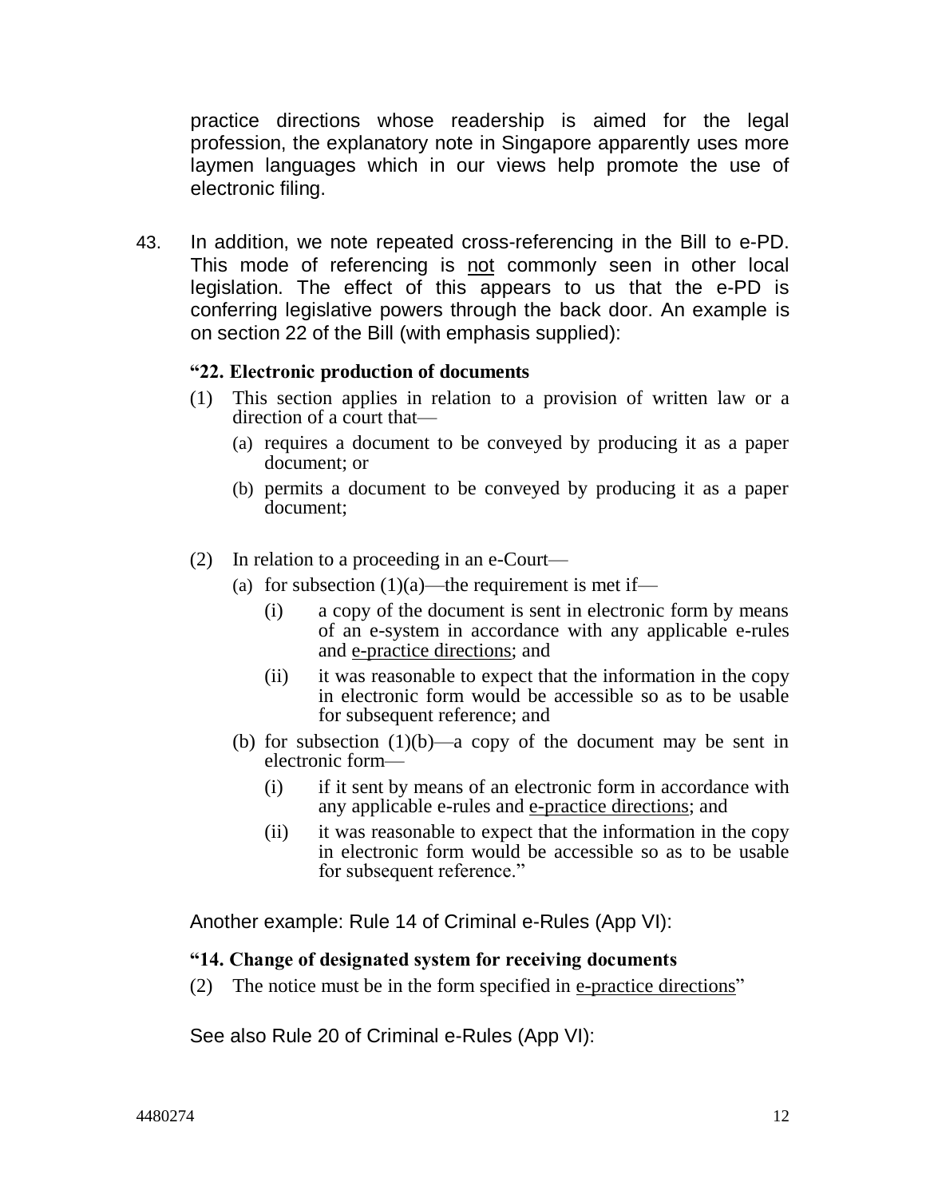practice directions whose readership is aimed for the legal profession, the explanatory note in Singapore apparently uses more laymen languages which in our views help promote the use of electronic filing.

43. In addition, we note repeated cross-referencing in the Bill to e-PD. This mode of referencing is <u>not</u> commonly seen in other local legislation. The effect of this appears to us that the e-PD is conferring legislative powers through the back door. An example is on section 22 of the Bill (with emphasis supplied):

**"22. Electronic production of documents**

(1) This section applies in relation to a provision of written law or a direction of a court that—

(a) requires a document to be conveyed by producing it as a paper document; or

(b) permits a document to be conveyed by producing it as a paper document;

(2) In relation to a proceeding in an e-Court—

(a) for subsection (1)(a)—the requirement is met if—

(i) a copy of the document is sent in electronic form by means of an e-system in accordance with any applicable e-rules and <u>e-practice directions</u>; and

(ii) it was reasonable to expect that the information in the copy in electronic form would be accessible so as to be usable for subsequent reference; and

(b) for subsection (1)(b)—a copy of the document may be sent in electronic form—

(i) if it sent by means of an electronic form in accordance with any applicable e-rules and <u>e-practice directions</u>; and

(ii) it was reasonable to expect that the information in the copy in electronic form would be accessible so as to be usable for subsequent reference."

Another example: Rule 14 of Criminal e-Rules (App VI):

**"14. Change of designated system for receiving documents**

(2) The notice must be in the form specified in <u>e-practice directions</u>"

See also Rule 20 of Criminal e-Rules (App VI):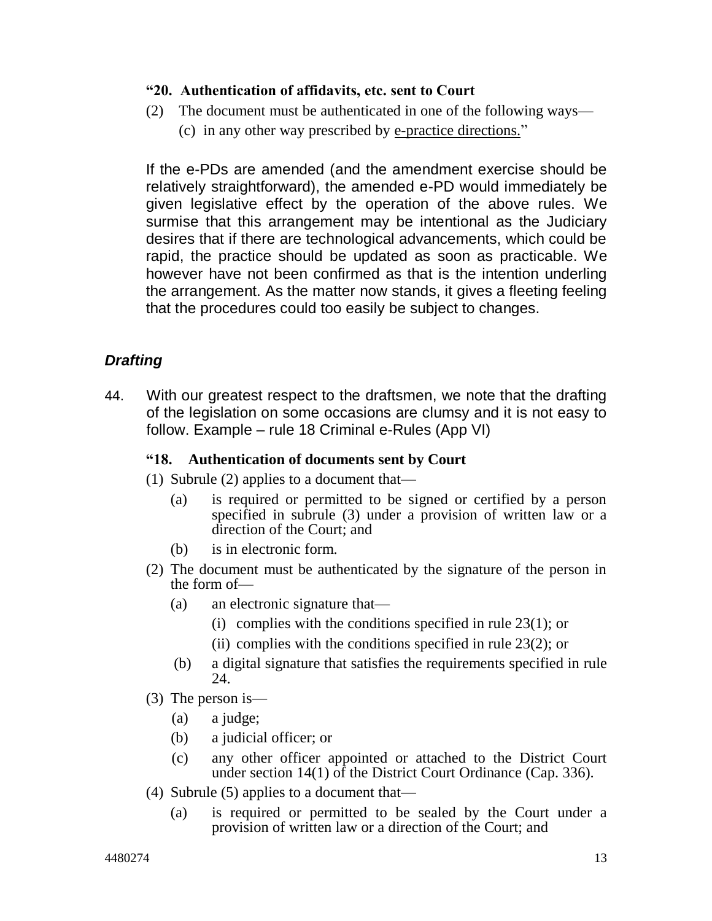**"20. Authentication of affidavits, etc. sent to Court**

(2) The document must be authenticated in one of the following ways—

(c) in any other way prescribed by <u>e-practice directions.</u>"

If the e-PDs are amended (and the amendment exercise should be relatively straightforward), the amended e-PD would immediately be given legislative effect by the operation of the above rules. We surmise that this arrangement may be intentional as the Judiciary desires that if there are technological advancements, which could be rapid, the practice should be updated as soon as practicable. We however have not been confirmed as that is the intention underling the arrangement. As the matter now stands, it gives a fleeting feeling that the procedures could too easily be subject to changes.

### *Drafting*

44. With our greatest respect to the draftsmen, we note that the drafting of the legislation on some occasions are clumsy and it is not easy to follow. Example – rule 18 Criminal e-Rules (App VI)

**"18. Authentication of documents sent by Court**

(1) Subrule (2) applies to a document that—

(a) is required or permitted to be signed or certified by a person specified in subrule (3) under a provision of written law or a direction of the Court; and

(b) is in electronic form.

(2) The document must be authenticated by the signature of the person in the form of—

(a) an electronic signature that—

(i) complies with the conditions specified in rule 23(1); or

(ii) complies with the conditions specified in rule 23(2); or

(b) a digital signature that satisfies the requirements specified in rule 24.

(3) The person is—

(a) a judge;

(b) a judicial officer; or

(c) any other officer appointed or attached to the District Court under section 14(1) of the District Court Ordinance (Cap. 336).

(4) Subrule (5) applies to a document that—

(a) is required or permitted to be sealed by the Court under a provision of written law or a direction of the Court; and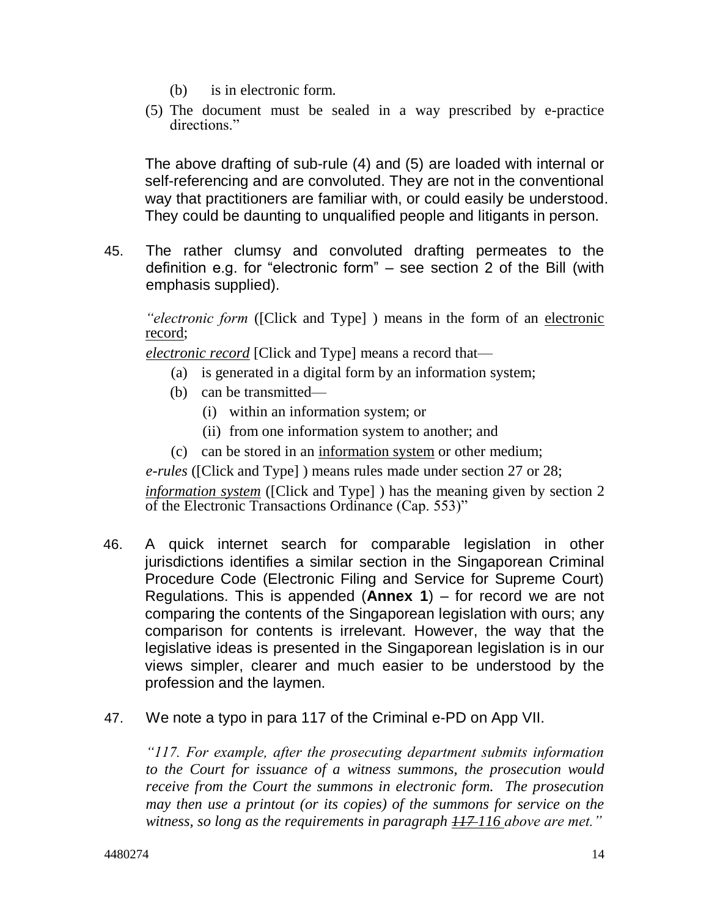(b) is in electronic form.

(5) The document must be sealed in a way prescribed by e-practice directions."

The above drafting of sub-rule (4) and (5) are loaded with internal or self-referencing and are convoluted. They are not in the conventional way that practitioners are familiar with, or could easily be understood. They could be daunting to unqualified people and litigants in person.

45. The rather clumsy and convoluted drafting permeates to the definition e.g. for "electronic form" – see section 2 of the Bill (with emphasis supplied).

*"electronic form* ([Click and Type] ) means in the form of an <u>electronic record</u>;

***<u>electronic record</u>*** [Click and Type] means a record that—

(a) is generated in a digital form by an information system;

(b) can be transmitted—

(i) within an information system; or

(ii) from one information system to another; and

(c) can be stored in an <u>information system</u> or other medium;

*e-rules* ([Click and Type] ) means rules made under section 27 or 28;

*<u>information system</u>* ([Click and Type] ) has the meaning given by section 2 of the Electronic Transactions Ordinance (Cap. 553)"

46. A quick internet search for comparable legislation in other jurisdictions identifies a similar section in the Singaporean Criminal Procedure Code (Electronic Filing and Service for Supreme Court) Regulations. This is appended (**Annex 1**) – for record we are not comparing the contents of the Singaporean legislation with ours; any comparison for contents is irrelevant. However, the way that the legislative ideas is presented in the Singaporean legislation is in our views simpler, clearer and much easier to be understood by the profession and the laymen.

47. We note a typo in para 117 of the Criminal e-PD on App VII.

*"117. For example, after the prosecuting department submits information to the Court for issuance of a witness summons, the prosecution would receive from the Court the summons in electronic form. The prosecution may then use a printout (or its copies) of the summons for service on the witness, so long as the requirements in paragraph ~~117~~ <u>116</u> above are met."*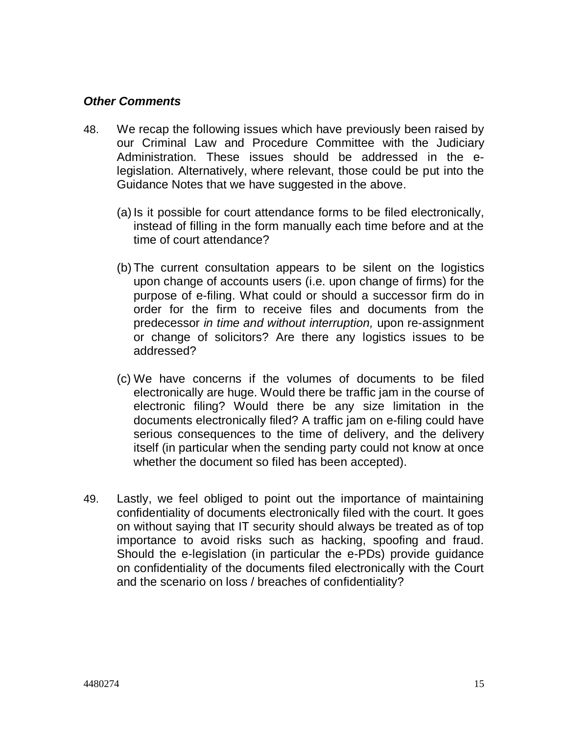***Other Comments***

48. We recap the following issues which have previously been raised by our Criminal Law and Procedure Committee with the Judiciary Administration. These issues should be addressed in the e-legislation. Alternatively, where relevant, those could be put into the Guidance Notes that we have suggested in the above.

    (a) Is it possible for court attendance forms to be filed electronically, instead of filling in the form manually each time before and at the time of court attendance?

    (b) The current consultation appears to be silent on the logistics upon change of accounts users (i.e. upon change of firms) for the purpose of e-filing. What could or should a successor firm do in order for the firm to receive files and documents from the predecessor *in time and without interruption,* upon re-assignment or change of solicitors? Are there any logistics issues to be addressed?

    (c) We have concerns if the volumes of documents to be filed electronically are huge. Would there be traffic jam in the course of electronic filing? Would there be any size limitation in the documents electronically filed? A traffic jam on e-filing could have serious consequences to the time of delivery, and the delivery itself (in particular when the sending party could not know at once whether the document so filed has been accepted).

49. Lastly, we feel obliged to point out the importance of maintaining confidentiality of documents electronically filed with the court. It goes on without saying that IT security should always be treated as of top importance to avoid risks such as hacking, spoofing and fraud. Should the e-legislation (in particular the e-PDs) provide guidance on confidentiality of the documents filed electronically with the Court and the scenario on loss / breaches of confidentiality?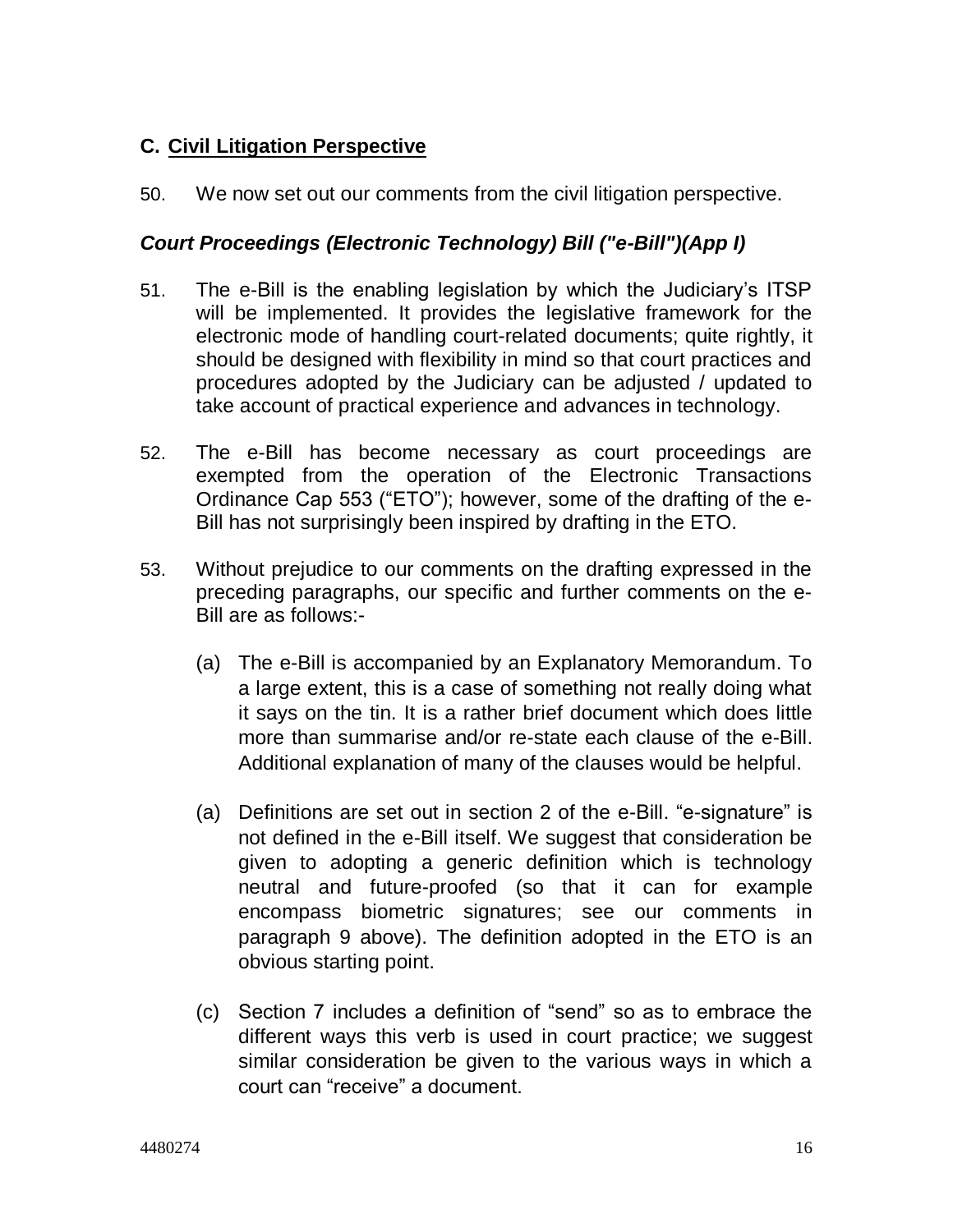## C. Civil Litigation Perspective

50. We now set out our comments from the civil litigation perspective.

### *Court Proceedings (Electronic Technology) Bill ("e-Bill")(App I)*

51. The e-Bill is the enabling legislation by which the Judiciary's ITSP will be implemented. It provides the legislative framework for the electronic mode of handling court-related documents; quite rightly, it should be designed with flexibility in mind so that court practices and procedures adopted by the Judiciary can be adjusted / updated to take account of practical experience and advances in technology.

52. The e-Bill has become necessary as court proceedings are exempted from the operation of the Electronic Transactions Ordinance Cap 553 ("ETO"); however, some of the drafting of the e-Bill has not surprisingly been inspired by drafting in the ETO.

53. Without prejudice to our comments on the drafting expressed in the preceding paragraphs, our specific and further comments on the e-Bill are as follows:-

    (a) The e-Bill is accompanied by an Explanatory Memorandum. To a large extent, this is a case of something not really doing what it says on the tin. It is a rather brief document which does little more than summarise and/or re-state each clause of the e-Bill. Additional explanation of many of the clauses would be helpful.

    (a) Definitions are set out in section 2 of the e-Bill. "e-signature" is not defined in the e-Bill itself. We suggest that consideration be given to adopting a generic definition which is technology neutral and future-proofed (so that it can for example encompass biometric signatures; see our comments in paragraph 9 above). The definition adopted in the ETO is an obvious starting point.

    (c) Section 7 includes a definition of "send" so as to embrace the different ways this verb is used in court practice; we suggest similar consideration be given to the various ways in which a court can "receive" a document.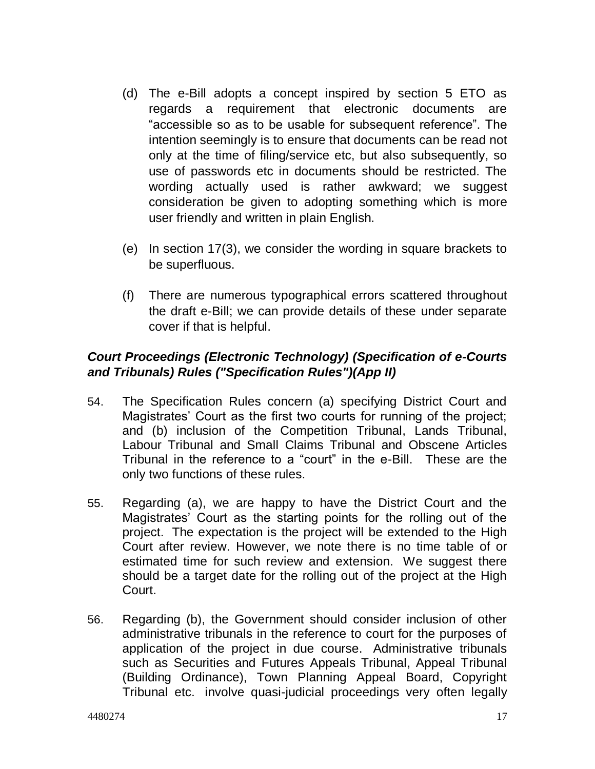(d) The e-Bill adopts a concept inspired by section 5 ETO as regards a requirement that electronic documents are "accessible so as to be usable for subsequent reference". The intention seemingly is to ensure that documents can be read not only at the time of filing/service etc, but also subsequently, so use of passwords etc in documents should be restricted. The wording actually used is rather awkward; we suggest consideration be given to adopting something which is more user friendly and written in plain English.

(e) In section 17(3), we consider the wording in square brackets to be superfluous.

(f) There are numerous typographical errors scattered throughout the draft e-Bill; we can provide details of these under separate cover if that is helpful.

### *Court Proceedings (Electronic Technology) (Specification of e-Courts and Tribunals) Rules ("Specification Rules")(App II)*

54. The Specification Rules concern (a) specifying District Court and Magistrates' Court as the first two courts for running of the project; and (b) inclusion of the Competition Tribunal, Lands Tribunal, Labour Tribunal and Small Claims Tribunal and Obscene Articles Tribunal in the reference to a "court" in the e-Bill. These are the only two functions of these rules.

55. Regarding (a), we are happy to have the District Court and the Magistrates' Court as the starting points for the rolling out of the project. The expectation is the project will be extended to the High Court after review. However, we note there is no time table of or estimated time for such review and extension. We suggest there should be a target date for the rolling out of the project at the High Court.

56. Regarding (b), the Government should consider inclusion of other administrative tribunals in the reference to court for the purposes of application of the project in due course. Administrative tribunals such as Securities and Futures Appeals Tribunal, Appeal Tribunal (Building Ordinance), Town Planning Appeal Board, Copyright Tribunal etc. involve quasi-judicial proceedings very often legally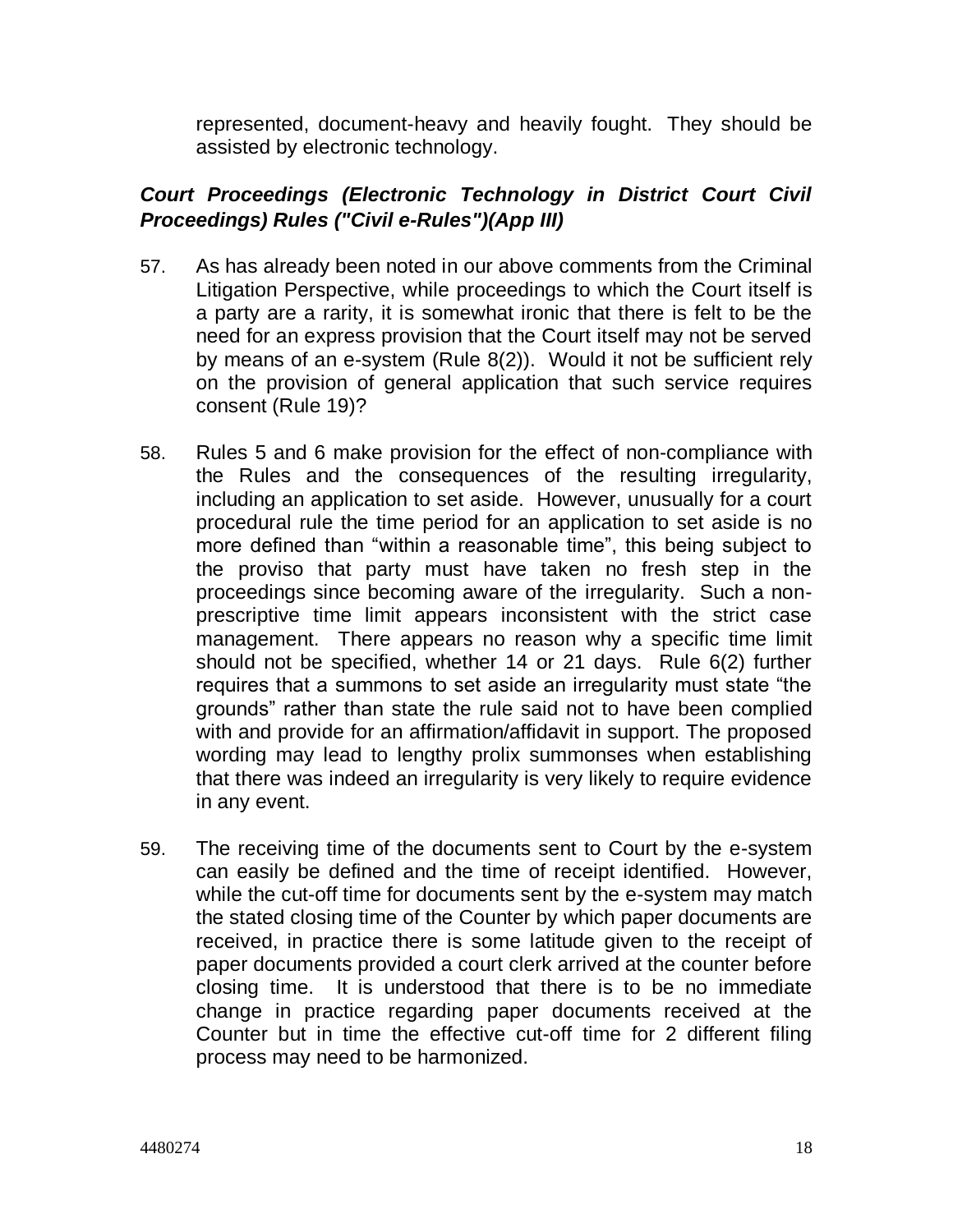represented, document-heavy and heavily fought. They should be assisted by electronic technology.

### *Court Proceedings (Electronic Technology in District Court Civil Proceedings) Rules ("Civil e-Rules")(App III)*

57. As has already been noted in our above comments from the Criminal Litigation Perspective, while proceedings to which the Court itself is a party are a rarity, it is somewhat ironic that there is felt to be the need for an express provision that the Court itself may not be served by means of an e-system (Rule 8(2)). Would it not be sufficient rely on the provision of general application that such service requires consent (Rule 19)?

58. Rules 5 and 6 make provision for the effect of non-compliance with the Rules and the consequences of the resulting irregularity, including an application to set aside. However, unusually for a court procedural rule the time period for an application to set aside is no more defined than "within a reasonable time", this being subject to the proviso that party must have taken no fresh step in the proceedings since becoming aware of the irregularity. Such a non-prescriptive time limit appears inconsistent with the strict case management. There appears no reason why a specific time limit should not be specified, whether 14 or 21 days. Rule 6(2) further requires that a summons to set aside an irregularity must state "the grounds" rather than state the rule said not to have been complied with and provide for an affirmation/affidavit in support. The proposed wording may lead to lengthy prolix summonses when establishing that there was indeed an irregularity is very likely to require evidence in any event.

59. The receiving time of the documents sent to Court by the e-system can easily be defined and the time of receipt identified. However, while the cut-off time for documents sent by the e-system may match the stated closing time of the Counter by which paper documents are received, in practice there is some latitude given to the receipt of paper documents provided a court clerk arrived at the counter before closing time. It is understood that there is to be no immediate change in practice regarding paper documents received at the Counter but in time the effective cut-off time for 2 different filing process may need to be harmonized.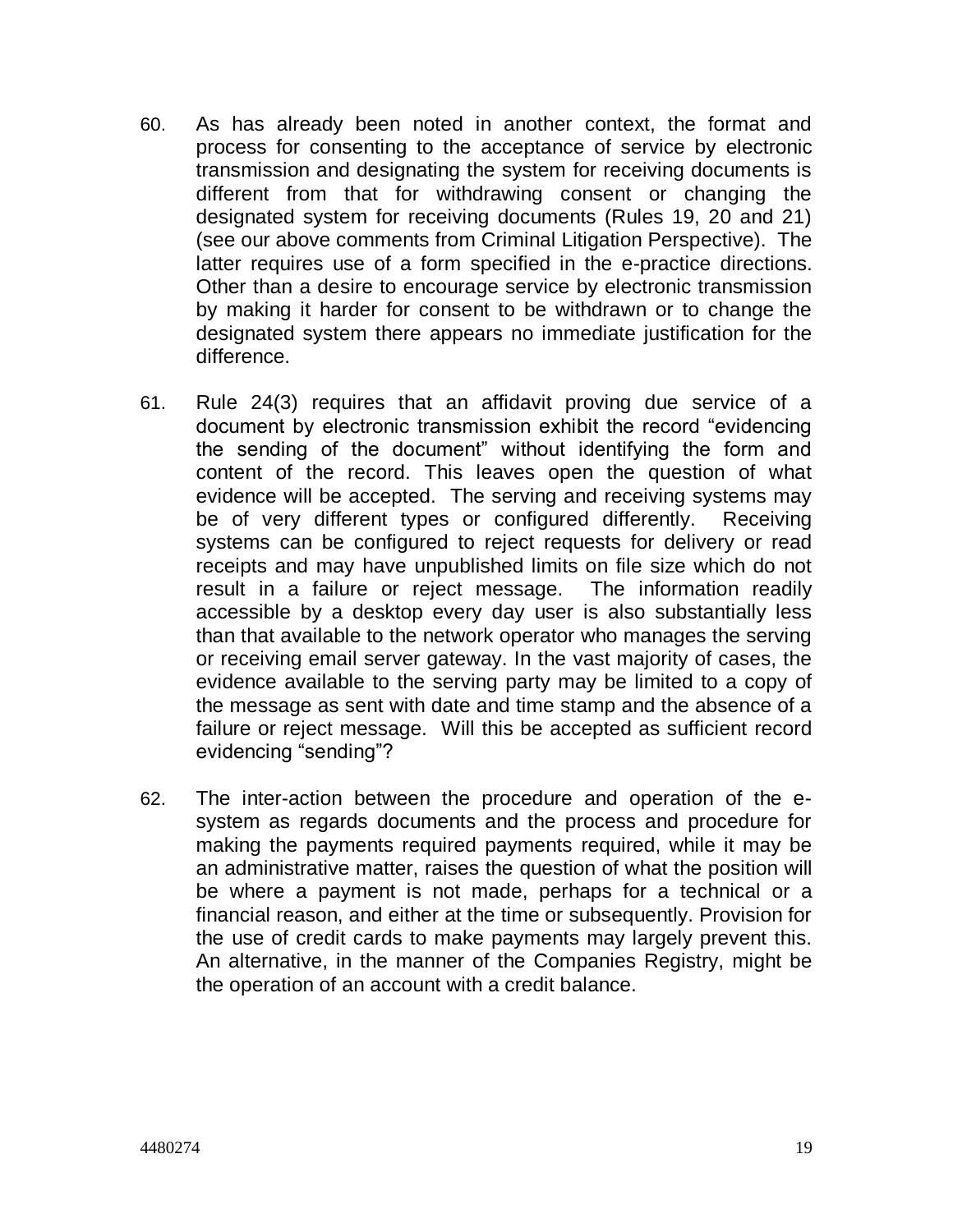60. As has already been noted in another context, the format and process for consenting to the acceptance of service by electronic transmission and designating the system for receiving documents is different from that for withdrawing consent or changing the designated system for receiving documents (Rules 19, 20 and 21) (see our above comments from Criminal Litigation Perspective). The latter requires use of a form specified in the e-practice directions. Other than a desire to encourage service by electronic transmission by making it harder for consent to be withdrawn or to change the designated system there appears no immediate justification for the difference.

61. Rule 24(3) requires that an affidavit proving due service of a document by electronic transmission exhibit the record "evidencing the sending of the document" without identifying the form and content of the record. This leaves open the question of what evidence will be accepted. The serving and receiving systems may be of very different types or configured differently. Receiving systems can be configured to reject requests for delivery or read receipts and may have unpublished limits on file size which do not result in a failure or reject message. The information readily accessible by a desktop every day user is also substantially less than that available to the network operator who manages the serving or receiving email server gateway. In the vast majority of cases, the evidence available to the serving party may be limited to a copy of the message as sent with date and time stamp and the absence of a failure or reject message. Will this be accepted as sufficient record evidencing "sending"?

62. The inter-action between the procedure and operation of the e-system as regards documents and the process and procedure for making the payments required payments required, while it may be an administrative matter, raises the question of what the position will be where a payment is not made, perhaps for a technical or a financial reason, and either at the time or subsequently. Provision for the use of credit cards to make payments may largely prevent this. An alternative, in the manner of the Companies Registry, might be the operation of an account with a credit balance.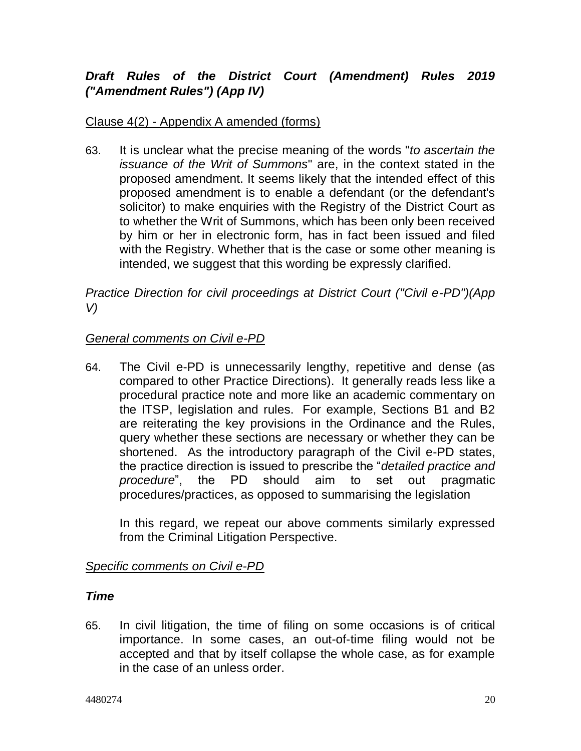***Draft Rules of the District Court (Amendment) Rules 2019 ("Amendment Rules") (App IV)***

Clause 4(2) - Appendix A amended (forms)

63. It is unclear what the precise meaning of the words "*to ascertain the issuance of the Writ of Summons*" are, in the context stated in the proposed amendment. It seems likely that the intended effect of this proposed amendment is to enable a defendant (or the defendant's solicitor) to make enquiries with the Registry of the District Court as to whether the Writ of Summons, which has been only been received by him or her in electronic form, has in fact been issued and filed with the Registry. Whether that is the case or some other meaning is intended, we suggest that this wording be expressly clarified.

*Practice Direction for civil proceedings at District Court ("Civil e-PD")(App V)*

*General comments on Civil e-PD*

64. The Civil e-PD is unnecessarily lengthy, repetitive and dense (as compared to other Practice Directions). It generally reads less like a procedural practice note and more like an academic commentary on the ITSP, legislation and rules. For example, Sections B1 and B2 are reiterating the key provisions in the Ordinance and the Rules, query whether these sections are necessary or whether they can be shortened. As the introductory paragraph of the Civil e-PD states, the practice direction is issued to prescribe the "*detailed practice and procedure*", the PD should aim to set out pragmatic procedures/practices, as opposed to summarising the legislation

    In this regard, we repeat our above comments similarly expressed from the Criminal Litigation Perspective.

*Specific comments on Civil e-PD*

***Time***

65. In civil litigation, the time of filing on some occasions is of critical importance. In some cases, an out-of-time filing would not be accepted and that by itself collapse the whole case, as for example in the case of an unless order.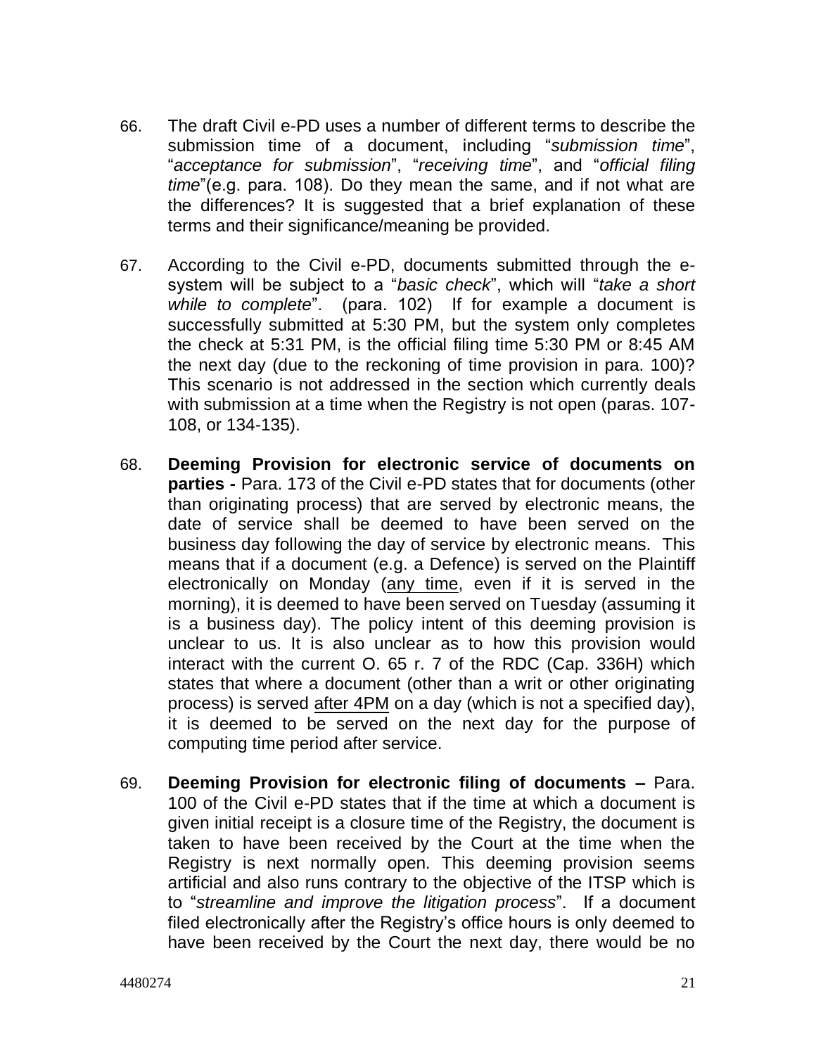66. The draft Civil e-PD uses a number of different terms to describe the submission time of a document, including "*submission time*", "*acceptance for submission*", "*receiving time*", and "*official filing time*"(e.g. para. 108). Do they mean the same, and if not what are the differences? It is suggested that a brief explanation of these terms and their significance/meaning be provided.

67. According to the Civil e-PD, documents submitted through the e-system will be subject to a "*basic check*", which will "*take a short while to complete*". (para. 102) If for example a document is successfully submitted at 5:30 PM, but the system only completes the check at 5:31 PM, is the official filing time 5:30 PM or 8:45 AM the next day (due to the reckoning of time provision in para. 100)? This scenario is not addressed in the section which currently deals with submission at a time when the Registry is not open (paras. 107-108, or 134-135).

68. **Deeming Provision for electronic service of documents on parties -** Para. 173 of the Civil e-PD states that for documents (other than originating process) that are served by electronic means, the date of service shall be deemed to have been served on the business day following the day of service by electronic means. This means that if a document (e.g. a Defence) is served on the Plaintiff electronically on Monday (<u>any time</u>, even if it is served in the morning), it is deemed to have been served on Tuesday (assuming it is a business day). The policy intent of this deeming provision is unclear to us. It is also unclear as to how this provision would interact with the current O. 65 r. 7 of the RDC (Cap. 336H) which states that where a document (other than a writ or other originating process) is served <u>after 4PM</u> on a day (which is not a specified day), it is deemed to be served on the next day for the purpose of computing time period after service.

69. **Deeming Provision for electronic filing of documents –** Para. 100 of the Civil e-PD states that if the time at which a document is given initial receipt is a closure time of the Registry, the document is taken to have been received by the Court at the time when the Registry is next normally open. This deeming provision seems artificial and also runs contrary to the objective of the ITSP which is to "*streamline and improve the litigation process*". If a document filed electronically after the Registry's office hours is only deemed to have been received by the Court the next day, there would be no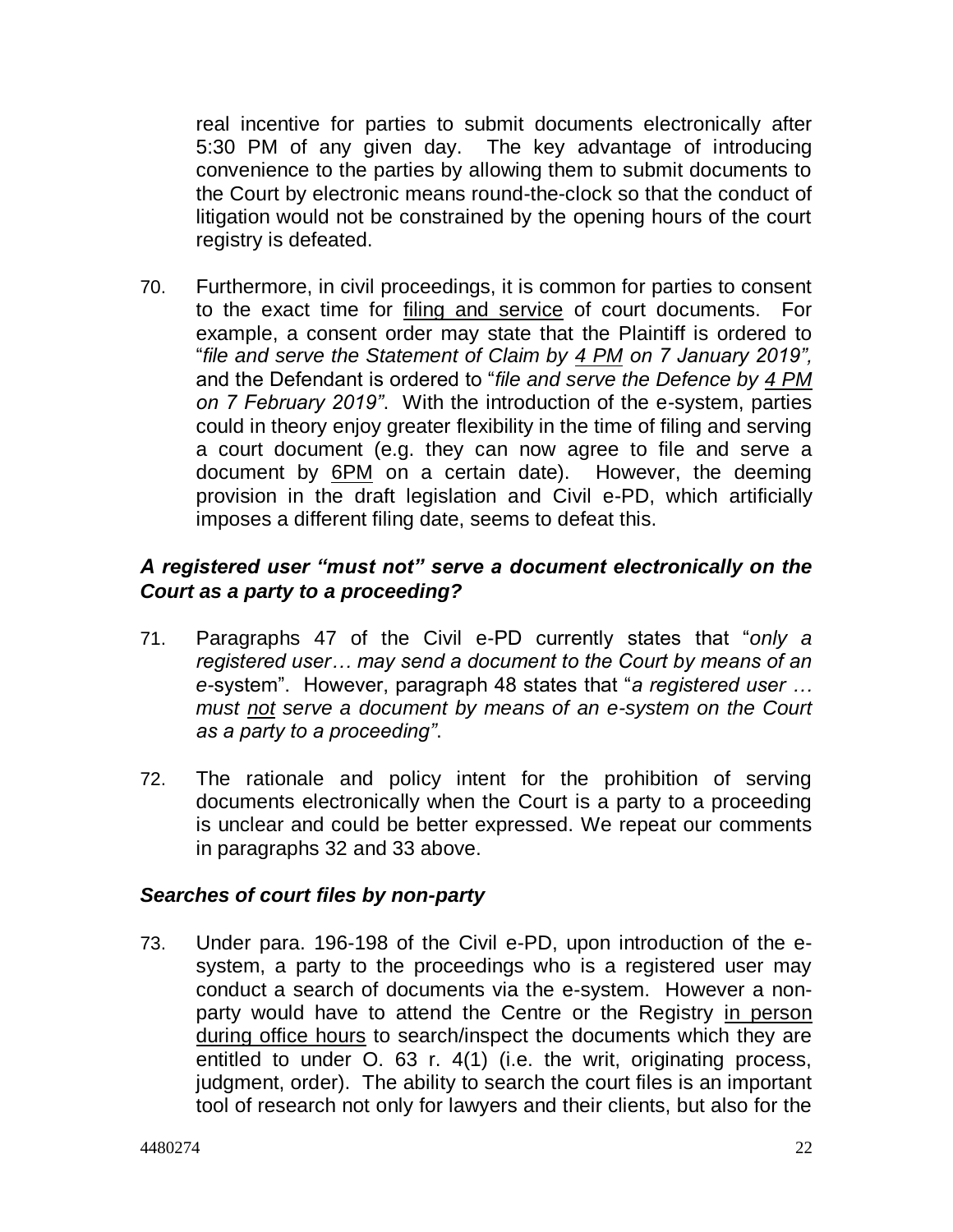real incentive for parties to submit documents electronically after 5:30 PM of any given day. The key advantage of introducing convenience to the parties by allowing them to submit documents to the Court by electronic means round-the-clock so that the conduct of litigation would not be constrained by the opening hours of the court registry is defeated.

70. Furthermore, in civil proceedings, it is common for parties to consent to the exact time for <u>filing and service</u> of court documents. For example, a consent order may state that the Plaintiff is ordered to "*file and serve the Statement of Claim by <u>4 PM</u> on 7 January 2019",* and the Defendant is ordered to "*file and serve the Defence by <u>4 PM</u> on 7 February 2019"*. With the introduction of the e-system, parties could in theory enjoy greater flexibility in the time of filing and serving a court document (e.g. they can now agree to file and serve a document by <u>6PM</u> on a certain date). However, the deeming provision in the draft legislation and Civil e-PD, which artificially imposes a different filing date, seems to defeat this.

### *A registered user "must not" serve a document electronically on the Court as a party to a proceeding?*

71. Paragraphs 47 of the Civil e-PD currently states that "*only a registered user… may send a document to the Court by means of an e-*system". However, paragraph 48 states that "*a registered user … must <u>not</u> serve a document by means of an e-system on the Court as a party to a proceeding"*.

72. The rationale and policy intent for the prohibition of serving documents electronically when the Court is a party to a proceeding is unclear and could be better expressed. We repeat our comments in paragraphs 32 and 33 above.

### *Searches of court files by non-party*

73. Under para. 196-198 of the Civil e-PD, upon introduction of the e-system, a party to the proceedings who is a registered user may conduct a search of documents via the e-system. However a non-party would have to attend the Centre or the Registry <u>in person during office hours</u> to search/inspect the documents which they are entitled to under O. 63 r. 4(1) (i.e. the writ, originating process, judgment, order). The ability to search the court files is an important tool of research not only for lawyers and their clients, but also for the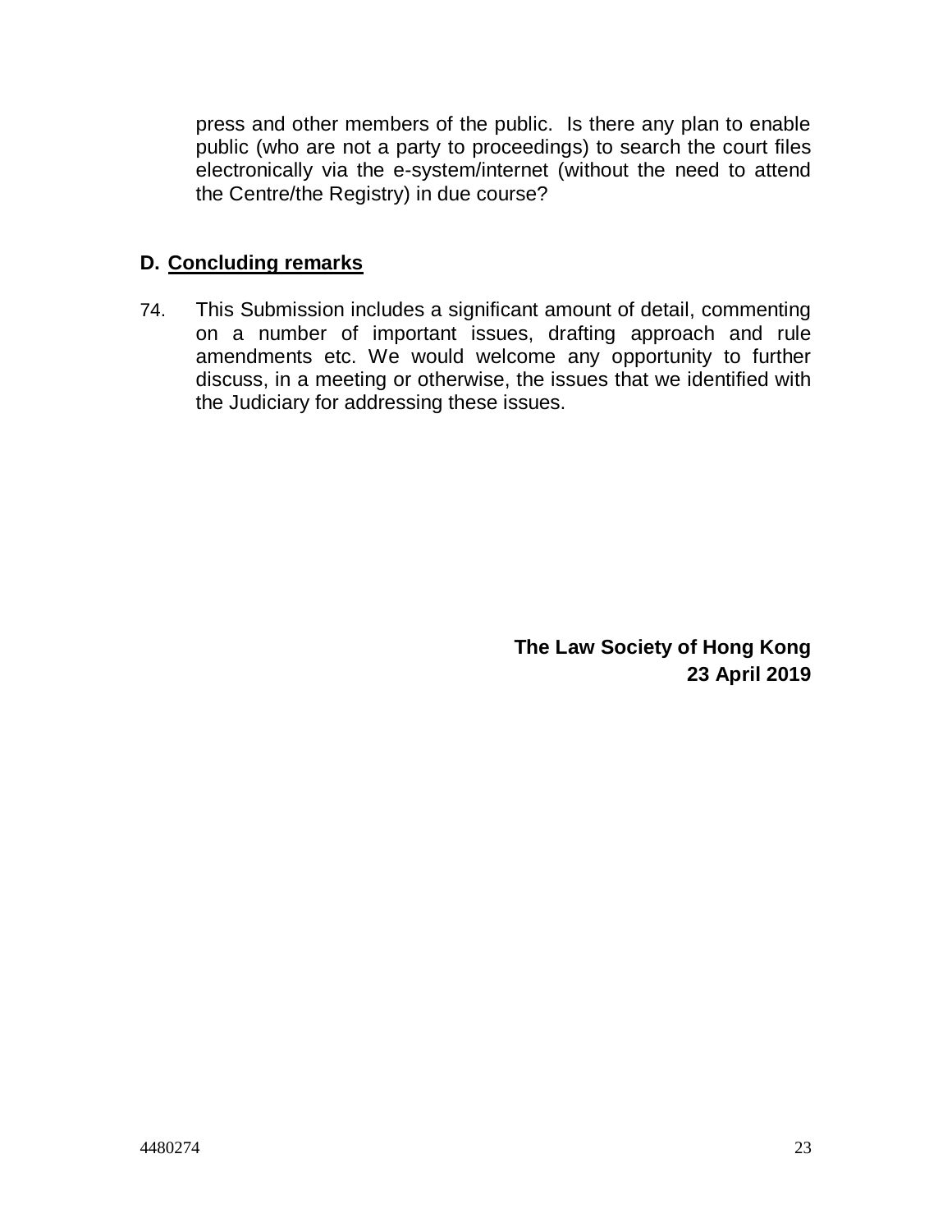press and other members of the public. Is there any plan to enable public (who are not a party to proceedings) to search the court files electronically via the e-system/internet (without the need to attend the Centre/the Registry) in due course?

## D. Concluding remarks

74. This Submission includes a significant amount of detail, commenting on a number of important issues, drafting approach and rule amendments etc. We would welcome any opportunity to further discuss, in a meeting or otherwise, the issues that we identified with the Judiciary for addressing these issues.

**The Law Society of Hong Kong**
**23 April 2019**

4480274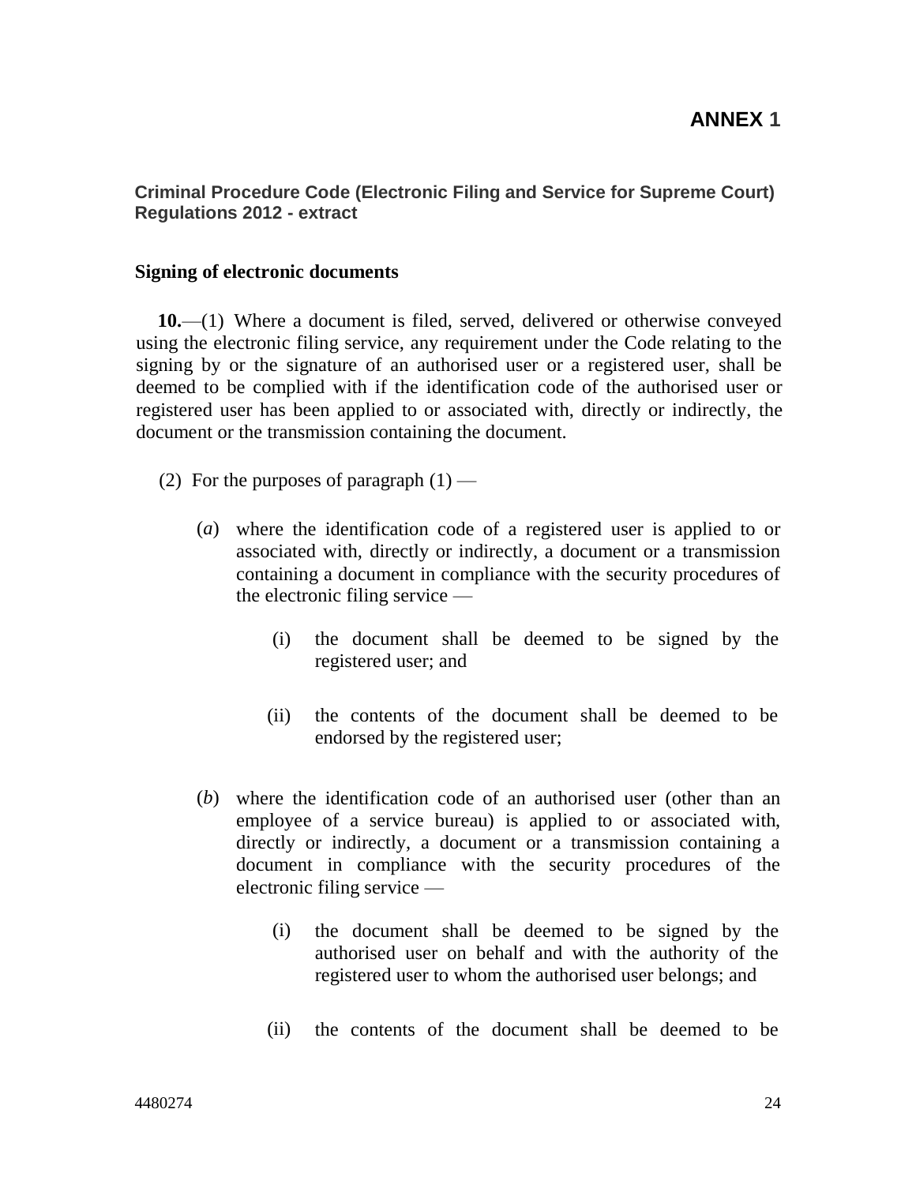# ANNEX 1

**Criminal Procedure Code (Electronic Filing and Service for Supreme Court) Regulations 2012 - extract**

**Signing of electronic documents**

**10.**—(1) Where a document is filed, served, delivered or otherwise conveyed using the electronic filing service, any requirement under the Code relating to the signing by or the signature of an authorised user or a registered user, shall be deemed to be complied with if the identification code of the authorised user or registered user has been applied to or associated with, directly or indirectly, the document or the transmission containing the document.

(2) For the purposes of paragraph (1) —

(*a*) where the identification code of a registered user is applied to or associated with, directly or indirectly, a document or a transmission containing a document in compliance with the security procedures of the electronic filing service —

(i) the document shall be deemed to be signed by the registered user; and

(ii) the contents of the document shall be deemed to be endorsed by the registered user;

(*b*) where the identification code of an authorised user (other than an employee of a service bureau) is applied to or associated with, directly or indirectly, a document or a transmission containing a document in compliance with the security procedures of the electronic filing service —

(i) the document shall be deemed to be signed by the authorised user on behalf and with the authority of the registered user to whom the authorised user belongs; and

(ii) the contents of the document shall be deemed to be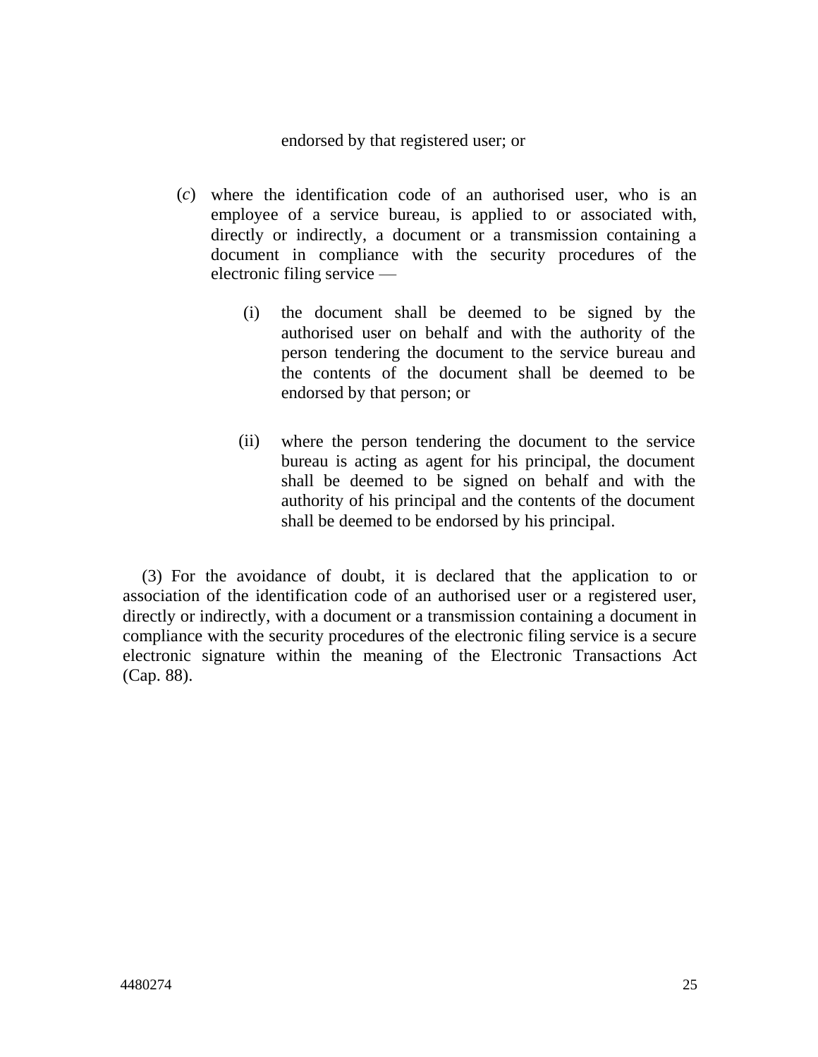endorsed by that registered user; or

(*c*) where the identification code of an authorised user, who is an employee of a service bureau, is applied to or associated with, directly or indirectly, a document or a transmission containing a document in compliance with the security procedures of the electronic filing service —

(i) the document shall be deemed to be signed by the authorised user on behalf and with the authority of the person tendering the document to the service bureau and the contents of the document shall be deemed to be endorsed by that person; or

(ii) where the person tendering the document to the service bureau is acting as agent for his principal, the document shall be deemed to be signed on behalf and with the authority of his principal and the contents of the document shall be deemed to be endorsed by his principal.

(3) For the avoidance of doubt, it is declared that the application to or association of the identification code of an authorised user or a registered user, directly or indirectly, with a document or a transmission containing a document in compliance with the security procedures of the electronic filing service is a secure electronic signature within the meaning of the Electronic Transactions Act (Cap. 88).

4480274